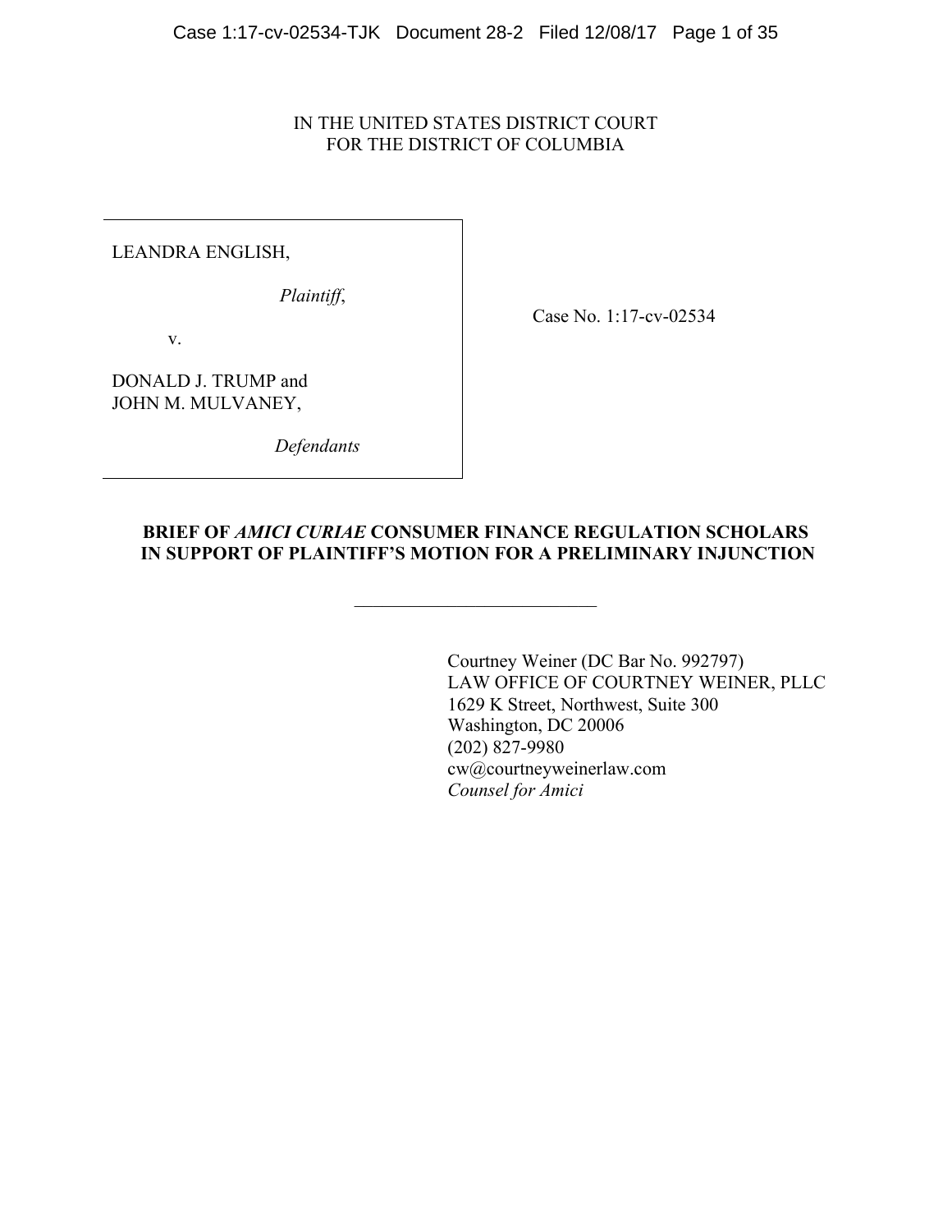IN THE UNITED STATES DISTRICT COURT
FOR THE DISTRICT OF COLUMBIA

| | |
|---|---|
| LEANDRA ENGLISH,<br><br>*Plaintiff*,<br><br>v.<br><br>DONALD J. TRUMP and<br>JOHN M. MULVANEY,<br><br>*Defendants* | Case No. 1:17-cv-02534 |

**BRIEF OF *AMICI CURIAE* CONSUMER FINANCE REGULATION SCHOLARS IN SUPPORT OF PLAINTIFF'S MOTION FOR A PRELIMINARY INJUNCTION**

---

Courtney Weiner (DC Bar No. 992797)
LAW OFFICE OF COURTNEY WEINER, PLLC
1629 K Street, Northwest, Suite 300
Washington, DC 20006
(202) 827-9980
cw@courtneyweinerlaw.com
*Counsel for Amici*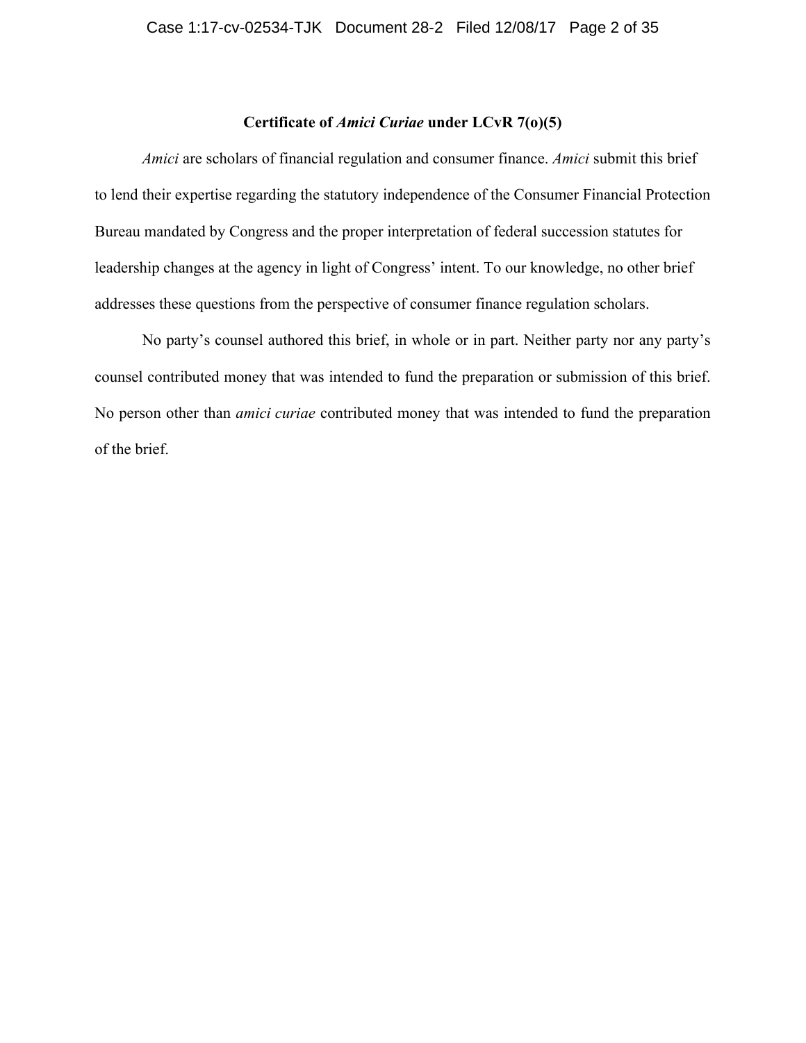## Certificate of *Amici Curiae* under LCvR 7(o)(5)

*Amici* are scholars of financial regulation and consumer finance. *Amici* submit this brief to lend their expertise regarding the statutory independence of the Consumer Financial Protection Bureau mandated by Congress and the proper interpretation of federal succession statutes for leadership changes at the agency in light of Congress' intent. To our knowledge, no other brief addresses these questions from the perspective of consumer finance regulation scholars.

No party's counsel authored this brief, in whole or in part. Neither party nor any party's counsel contributed money that was intended to fund the preparation or submission of this brief. No person other than *amici curiae* contributed money that was intended to fund the preparation of the brief.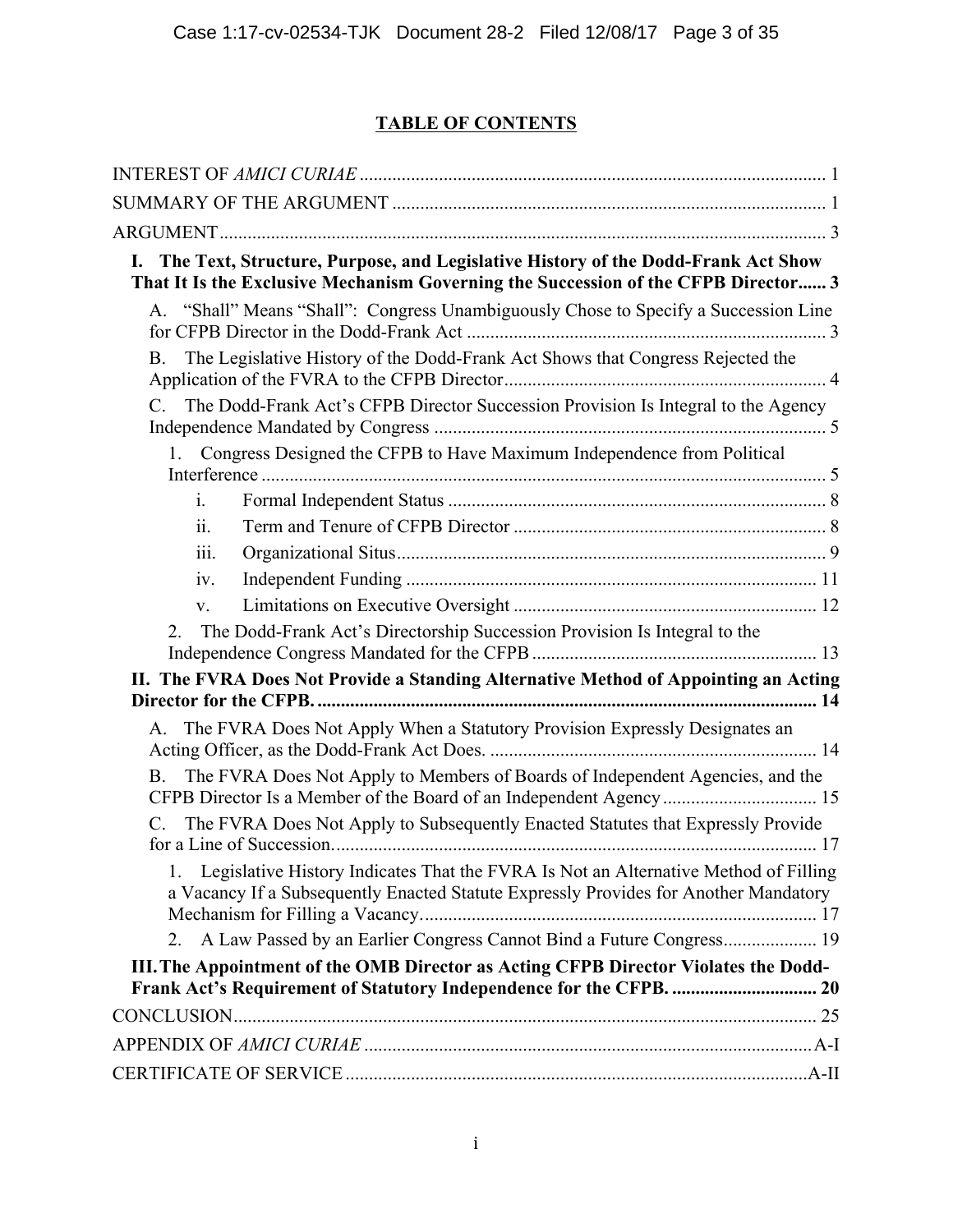## TABLE OF CONTENTS

INTEREST OF *AMICI CURIAE* ................................................................................................... 1

SUMMARY OF THE ARGUMENT ............................................................................................ 1

ARGUMENT ................................................................................................................................. 3

**I. The Text, Structure, Purpose, and Legislative History of the Dodd-Frank Act Show That It Is the Exclusive Mechanism Governing the Succession of the CFPB Director...... 3**

A. "Shall" Means "Shall": Congress Unambiguously Chose to Specify a Succession Line for CFPB Director in the Dodd-Frank Act ............................................................................ 3

B. The Legislative History of the Dodd-Frank Act Shows that Congress Rejected the Application of the FVRA to the CFPB Director.................................................................... 4

C. The Dodd-Frank Act's CFPB Director Succession Provision Is Integral to the Agency Independence Mandated by Congress ................................................................................... 5

1. Congress Designed the CFPB to Have Maximum Independence from Political Interference ........................................................................................................................ 5

i. Formal Independent Status ................................................................................ 8

ii. Term and Tenure of CFPB Director .................................................................. 8

iii. Organizational Situs........................................................................................... 9

iv. Independent Funding ....................................................................................... 11

v. Limitations on Executive Oversight ................................................................ 12

2. The Dodd-Frank Act's Directorship Succession Provision Is Integral to the Independence Congress Mandated for the CFPB ............................................................ 13

**II. The FVRA Does Not Provide a Standing Alternative Method of Appointing an Acting Director for the CFPB. ......................................................................................................... 14**

A. The FVRA Does Not Apply When a Statutory Provision Expressly Designates an Acting Officer, as the Dodd-Frank Act Does. ..................................................................... 14

B. The FVRA Does Not Apply to Members of Boards of Independent Agencies, and the CFPB Director Is a Member of the Board of an Independent Agency ................................ 15

C. The FVRA Does Not Apply to Subsequently Enacted Statutes that Expressly Provide for a Line of Succession....................................................................................................... 17

1. Legislative History Indicates That the FVRA Is Not an Alternative Method of Filling a Vacancy If a Subsequently Enacted Statute Expressly Provides for Another Mandatory Mechanism for Filling a Vacancy.................................................................................... 17

2. A Law Passed by an Earlier Congress Cannot Bind a Future Congress.................... 19

**III. The Appointment of the OMB Director as Acting CFPB Director Violates the Dodd-Frank Act's Requirement of Statutory Independence for the CFPB. .............................. 20**

CONCLUSION............................................................................................................................ 25

APPENDIX OF *AMICI CURIAE* ...............................................................................................A-I

CERTIFICATE OF SERVICE ..................................................................................................A-II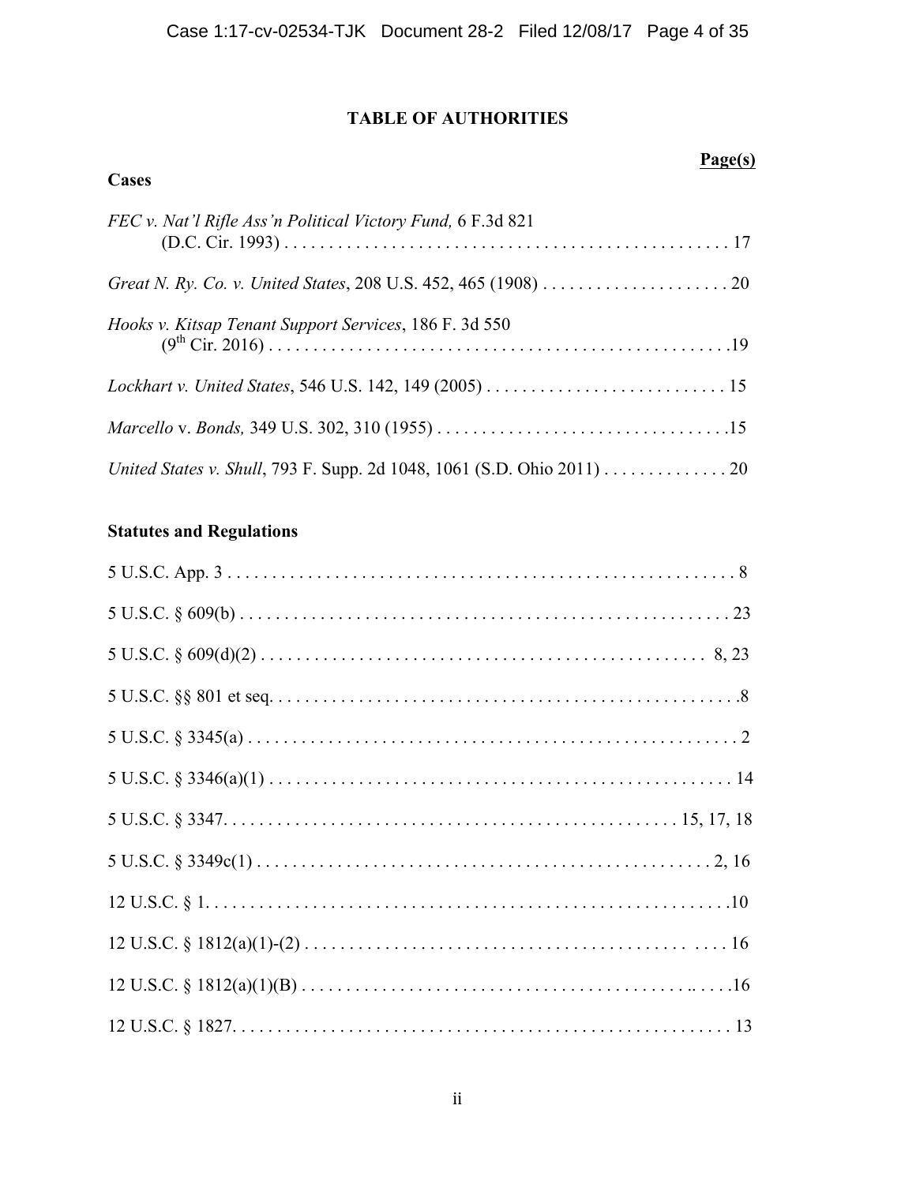# TABLE OF AUTHORITIES

**Page(s)**

## Cases

*FEC v. Nat'l Rifle Ass'n Political Victory Fund,* 6 F.3d 821 (D.C. Cir. 1993) . . . . . . . . . . . . . . . . . . . . . . . . . . . . . . . . . . . . . . . . . . . . . . . . . 17

*Great N. Ry. Co. v. United States*, 208 U.S. 452, 465 (1908) . . . . . . . . . . . . . . . . . . . . . 20

*Hooks v. Kitsap Tenant Support Services*, 186 F. 3d 550 (9th Cir. 2016) . . . . . . . . . . . . . . . . . . . . . . . . . . . . . . . . . . . . . . . . . . . . . . . . . . . .19

*Lockhart v. United States*, 546 U.S. 142, 149 (2005) . . . . . . . . . . . . . . . . . . . . . . . . . . . 15

*Marcello* v. *Bonds,* 349 U.S. 302, 310 (1955) . . . . . . . . . . . . . . . . . . . . . . . . . . . . . . . . .15

*United States v. Shull*, 793 F. Supp. 2d 1048, 1061 (S.D. Ohio 2011) . . . . . . . . . . . . . . 20

## Statutes and Regulations

5 U.S.C. App. 3 . . . . . . . . . . . . . . . . . . . . . . . . . . . . . . . . . . . . . . . . . . . . . . . . . . . . . . . . . 8

5 U.S.C. § 609(b) . . . . . . . . . . . . . . . . . . . . . . . . . . . . . . . . . . . . . . . . . . . . . . . . . . . . . . 23

5 U.S.C. § 609(d)(2) . . . . . . . . . . . . . . . . . . . . . . . . . . . . . . . . . . . . . . . . . . . . . . . . . . 8, 23

5 U.S.C. §§ 801 et seq. . . . . . . . . . . . . . . . . . . . . . . . . . . . . . . . . . . . . . . . . . . . . . . . . . . . .8

5 U.S.C. § 3345(a) . . . . . . . . . . . . . . . . . . . . . . . . . . . . . . . . . . . . . . . . . . . . . . . . . . . . . . . 2

5 U.S.C. § 3346(a)(1) . . . . . . . . . . . . . . . . . . . . . . . . . . . . . . . . . . . . . . . . . . . . . . . . . . . . 14

5 U.S.C. § 3347. . . . . . . . . . . . . . . . . . . . . . . . . . . . . . . . . . . . . . . . . . . . . . . . . . . 15, 17, 18

5 U.S.C. § 3349c(1) . . . . . . . . . . . . . . . . . . . . . . . . . . . . . . . . . . . . . . . . . . . . . . . . . . . . 2, 16

12 U.S.C. § 1. . . . . . . . . . . . . . . . . . . . . . . . . . . . . . . . . . . . . . . . . . . . . . . . . . . . . . . . . . .10

12 U.S.C. § 1812(a)(1)-(2) . . . . . . . . . . . . . . . . . . . . . . . . . . . . . . . . . . . . . . . . . . . . . . . . 16

12 U.S.C. § 1812(a)(1)(B) . . . . . . . . . . . . . . . . . . . . . . . . . . . . . . . . . . . . . . . . . . . . . . . . .16

12 U.S.C. § 1827. . . . . . . . . . . . . . . . . . . . . . . . . . . . . . . . . . . . . . . . . . . . . . . . . . . . . . . . 13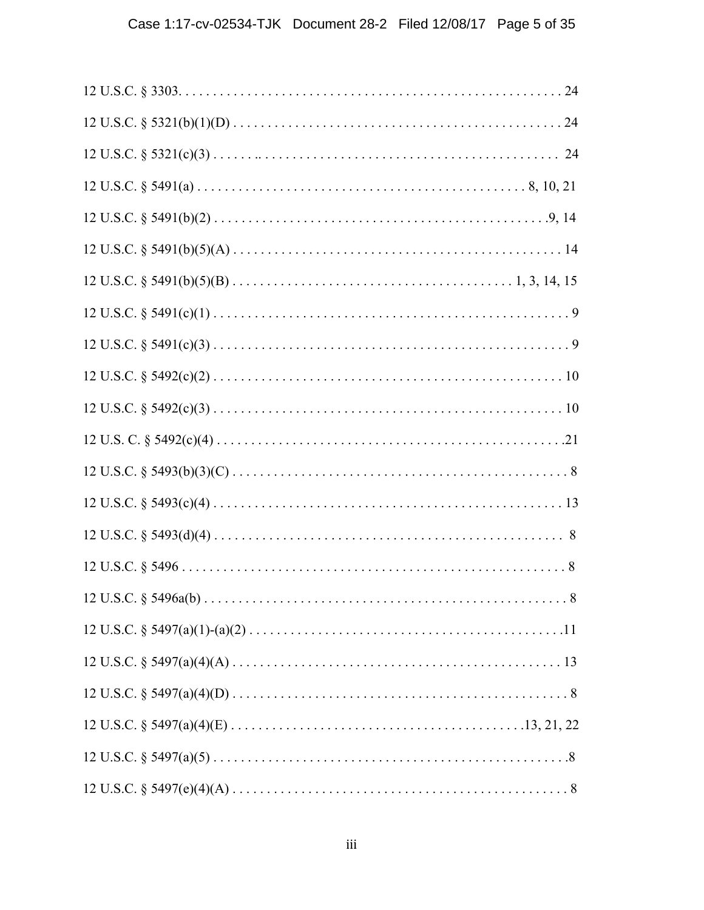12 U.S.C. § 3303. . . . . . . . . . . . . . . . . . . . . . . . . . . . . . . . . . . . . . . . . . . . . . . . . . . . . . . 24

12 U.S.C. § 5321(b)(1)(D) . . . . . . . . . . . . . . . . . . . . . . . . . . . . . . . . . . . . . . . . . . . . . . . . 24

12 U.S.C. § 5321(c)(3) . . . . . . .. . . . . . . . . . . . . . . . . . . . . . . . . . . . . . . . . . . . . . . . . . . 24

12 U.S.C. § 5491(a) . . . . . . . . . . . . . . . . . . . . . . . . . . . . . . . . . . . . . . . . . . . . . . . . 8, 10, 21

12 U.S.C. § 5491(b)(2) . . . . . . . . . . . . . . . . . . . . . . . . . . . . . . . . . . . . . . . . . . . . . . . . . .9, 14

12 U.S.C. § 5491(b)(5)(A) . . . . . . . . . . . . . . . . . . . . . . . . . . . . . . . . . . . . . . . . . . . . . . . . 14

12 U.S.C. § 5491(b)(5)(B) . . . . . . . . . . . . . . . . . . . . . . . . . . . . . . . . . . . . . . . . . 1, 3, 14, 15

12 U.S.C. § 5491(c)(1) . . . . . . . . . . . . . . . . . . . . . . . . . . . . . . . . . . . . . . . . . . . . . . . . . . . . 9

12 U.S.C. § 5491(c)(3) . . . . . . . . . . . . . . . . . . . . . . . . . . . . . . . . . . . . . . . . . . . . . . . . . . . . 9

12 U.S.C. § 5492(c)(2) . . . . . . . . . . . . . . . . . . . . . . . . . . . . . . . . . . . . . . . . . . . . . . . . . . . 10

12 U.S.C. § 5492(c)(3) . . . . . . . . . . . . . . . . . . . . . . . . . . . . . . . . . . . . . . . . . . . . . . . . . . . 10

12 U.S. C. § 5492(c)(4) . . . . . . . . . . . . . . . . . . . . . . . . . . . . . . . . . . . . . . . . . . . . . . . . . . .21

12 U.S.C. § 5493(b)(3)(C) . . . . . . . . . . . . . . . . . . . . . . . . . . . . . . . . . . . . . . . . . . . . . . . . . . 8

12 U.S.C. § 5493(c)(4) . . . . . . . . . . . . . . . . . . . . . . . . . . . . . . . . . . . . . . . . . . . . . . . . . . . 13

12 U.S.C. § 5493(d)(4) . . . . . . . . . . . . . . . . . . . . . . . . . . . . . . . . . . . . . . . . . . . . . . . . . . . 8

12 U.S.C. § 5496 . . . . . . . . . . . . . . . . . . . . . . . . . . . . . . . . . . . . . . . . . . . . . . . . . . . . . . . . 8

12 U.S.C. § 5496a(b) . . . . . . . . . . . . . . . . . . . . . . . . . . . . . . . . . . . . . . . . . . . . . . . . . . . . . 8

12 U.S.C. § 5497(a)(1)-(a)(2) . . . . . . . . . . . . . . . . . . . . . . . . . . . . . . . . . . . . . . . . . . . . . .11

12 U.S.C. § 5497(a)(4)(A) . . . . . . . . . . . . . . . . . . . . . . . . . . . . . . . . . . . . . . . . . . . . . . . . 13

12 U.S.C. § 5497(a)(4)(D) . . . . . . . . . . . . . . . . . . . . . . . . . . . . . . . . . . . . . . . . . . . . . . . . . . 8

12 U.S.C. § 5497(a)(4)(E) . . . . . . . . . . . . . . . . . . . . . . . . . . . . . . . . . . . . . . . . . .13, 21, 22

12 U.S.C. § 5497(a)(5) . . . . . . . . . . . . . . . . . . . . . . . . . . . . . . . . . . . . . . . . . . . . . . . . . . . .8

12 U.S.C. § 5497(e)(4)(A) . . . . . . . . . . . . . . . . . . . . . . . . . . . . . . . . . . . . . . . . . . . . . . . . . . 8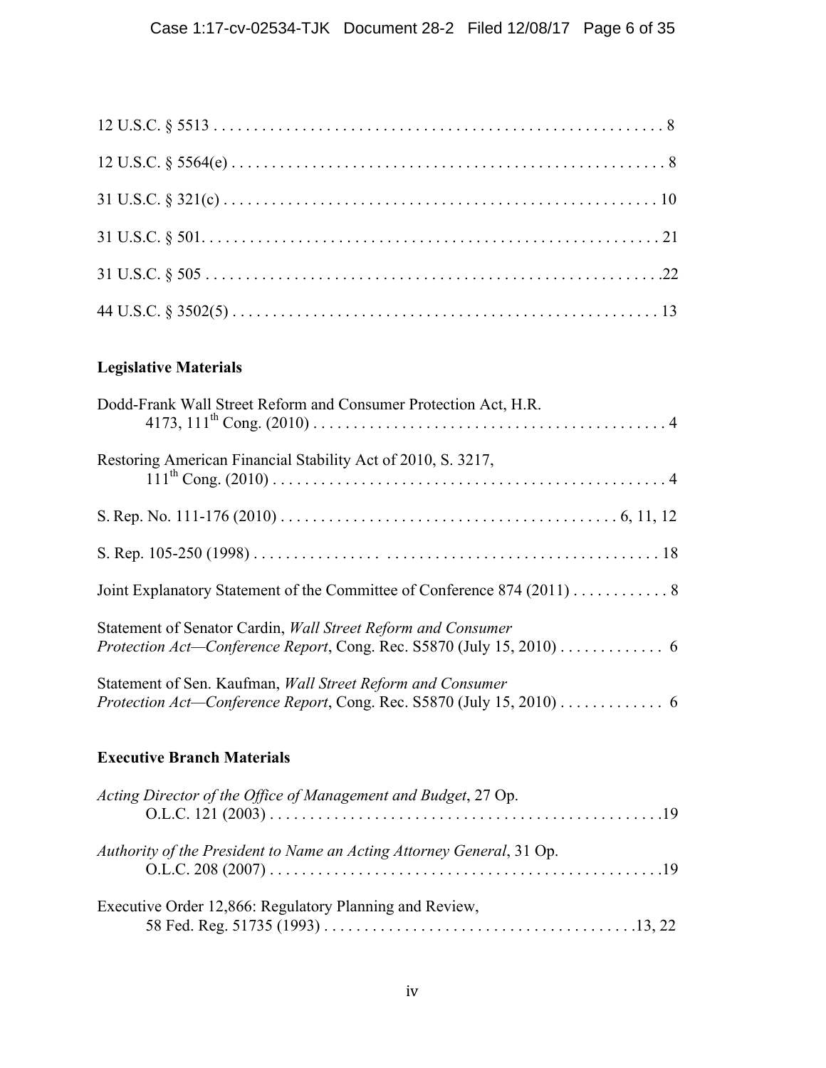12 U.S.C. § 5513 . . . . . . . . . . . . . . . . . . . . . . . . . . . . . . . . . . . . . . . . . . . . . . . . . . . . . . 8

12 U.S.C. § 5564(e) . . . . . . . . . . . . . . . . . . . . . . . . . . . . . . . . . . . . . . . . . . . . . . . . . . . . 8

31 U.S.C. § 321(c) . . . . . . . . . . . . . . . . . . . . . . . . . . . . . . . . . . . . . . . . . . . . . . . . . . . . 10

31 U.S.C. § 501. . . . . . . . . . . . . . . . . . . . . . . . . . . . . . . . . . . . . . . . . . . . . . . . . . . . . . . 21

31 U.S.C. § 505 . . . . . . . . . . . . . . . . . . . . . . . . . . . . . . . . . . . . . . . . . . . . . . . . . . . . . . .22

44 U.S.C. § 3502(5) . . . . . . . . . . . . . . . . . . . . . . . . . . . . . . . . . . . . . . . . . . . . . . . . . . . 13

**Legislative Materials**

Dodd-Frank Wall Street Reform and Consumer Protection Act, H.R. 4173, 111th Cong. (2010) . . . . . . . . . . . . . . . . . . . . . . . . . . . . . . . . . . . . . . . . . . . 4

Restoring American Financial Stability Act of 2010, S. 3217, 111th Cong. (2010) . . . . . . . . . . . . . . . . . . . . . . . . . . . . . . . . . . . . . . . . . . . . . . . . 4

S. Rep. No. 111-176 (2010) . . . . . . . . . . . . . . . . . . . . . . . . . . . . . . . . . . . . . . . . . 6, 11, 12

S. Rep. 105-250 (1998) . . . . . . . . . . . . . . . . . . . . . . . . . . . . . . . . . . . . . . . . . . . . . . . . . 18

Joint Explanatory Statement of the Committee of Conference 874 (2011) . . . . . . . . . . . . 8

Statement of Senator Cardin, *Wall Street Reform and Consumer Protection Act—Conference Report*, Cong. Rec. S5870 (July 15, 2010) . . . . . . . . . . . . . 6

Statement of Sen. Kaufman, *Wall Street Reform and Consumer Protection Act—Conference Report*, Cong. Rec. S5870 (July 15, 2010) . . . . . . . . . . . . . 6

**Executive Branch Materials**

*Acting Director of the Office of Management and Budget*, 27 Op. O.L.C. 121 (2003) . . . . . . . . . . . . . . . . . . . . . . . . . . . . . . . . . . . . . . . . . . . . . . . . .19

*Authority of the President to Name an Acting Attorney General*, 31 Op. O.L.C. 208 (2007) . . . . . . . . . . . . . . . . . . . . . . . . . . . . . . . . . . . . . . . . . . . . . . . . .19

Executive Order 12,866: Regulatory Planning and Review, 58 Fed. Reg. 51735 (1993) . . . . . . . . . . . . . . . . . . . . . . . . . . . . . . . . . . . . . .13, 22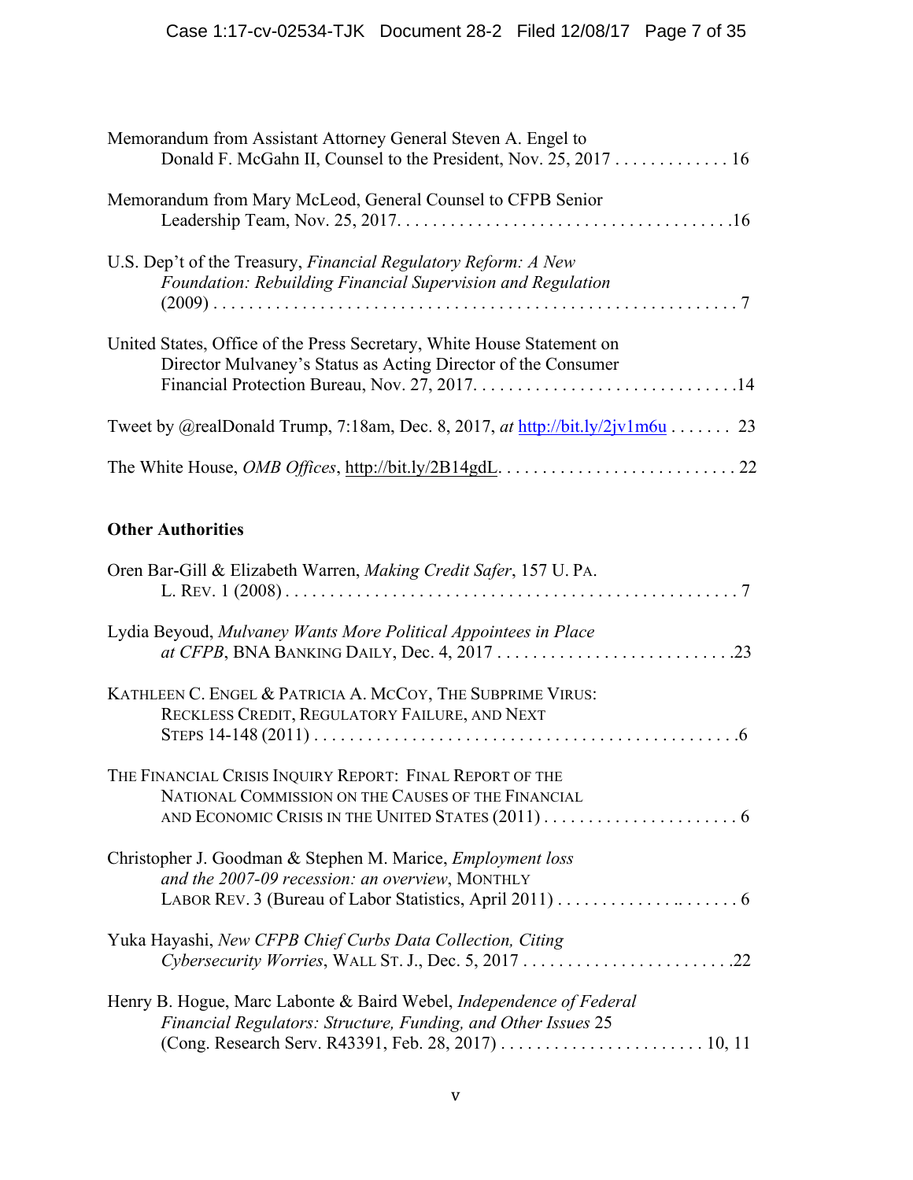Memorandum from Assistant Attorney General Steven A. Engel to Donald F. McGahn II, Counsel to the President, Nov. 25, 2017 . . . . . . . . . . . . . 16

Memorandum from Mary McLeod, General Counsel to CFPB Senior Leadership Team, Nov. 25, 2017. . . . . . . . . . . . . . . . . . . . . . . . . . . . . . . . . . . . .16

U.S. Dep't of the Treasury, *Financial Regulatory Reform: A New Foundation: Rebuilding Financial Supervision and Regulation* (2009) . . . . . . . . . . . . . . . . . . . . . . . . . . . . . . . . . . . . . . . . . . . . . . . . . . . . . . . . . 7

United States, Office of the Press Secretary, White House Statement on Director Mulvaney's Status as Acting Director of the Consumer Financial Protection Bureau, Nov. 27, 2017. . . . . . . . . . . . . . . . . . . . . . . . . . . . .14

Tweet by @realDonald Trump, 7:18am, Dec. 8, 2017, *at* http://bit.ly/2jv1m6u . . . . . . . 23

The White House, *OMB Offices*, http://bit.ly/2B14gdL. . . . . . . . . . . . . . . . . . . . . . . . . . . 22

**Other Authorities**

Oren Bar-Gill & Elizabeth Warren, *Making Credit Safer*, 157 U. PA. L. REV. 1 (2008) . . . . . . . . . . . . . . . . . . . . . . . . . . . . . . . . . . . . . . . . . . . . . . . . . . . 7

Lydia Beyoud, *Mulvaney Wants More Political Appointees in Place at CFPB*, BNA BANKING DAILY, Dec. 4, 2017 . . . . . . . . . . . . . . . . . . . . . . . . . . .23

KATHLEEN C. ENGEL & PATRICIA A. MCCOY, THE SUBPRIME VIRUS: RECKLESS CREDIT, REGULATORY FAILURE, AND NEXT STEPS 14-148 (2011) . . . . . . . . . . . . . . . . . . . . . . . . . . . . . . . . . . . . . . . . . . . . . . .6

THE FINANCIAL CRISIS INQUIRY REPORT: FINAL REPORT OF THE NATIONAL COMMISSION ON THE CAUSES OF THE FINANCIAL AND ECONOMIC CRISIS IN THE UNITED STATES (2011) . . . . . . . . . . . . . . . . . . . . . . 6

Christopher J. Goodman & Stephen M. Marice, *Employment loss and the 2007-09 recession: an overview*, MONTHLY LABOR REV. 3 (Bureau of Labor Statistics, April 2011) . . . . . . . . . . . . . . . .. . . . . . . 6

Yuka Hayashi, *New CFPB Chief Curbs Data Collection, Citing Cybersecurity Worries*, WALL ST. J., Dec. 5, 2017 . . . . . . . . . . . . . . . . . . . . . . . .22

Henry B. Hogue, Marc Labonte & Baird Webel, *Independence of Federal Financial Regulators: Structure, Funding, and Other Issues* 25 (Cong. Research Serv. R43391, Feb. 28, 2017) . . . . . . . . . . . . . . . . . . . . . . . 10, 11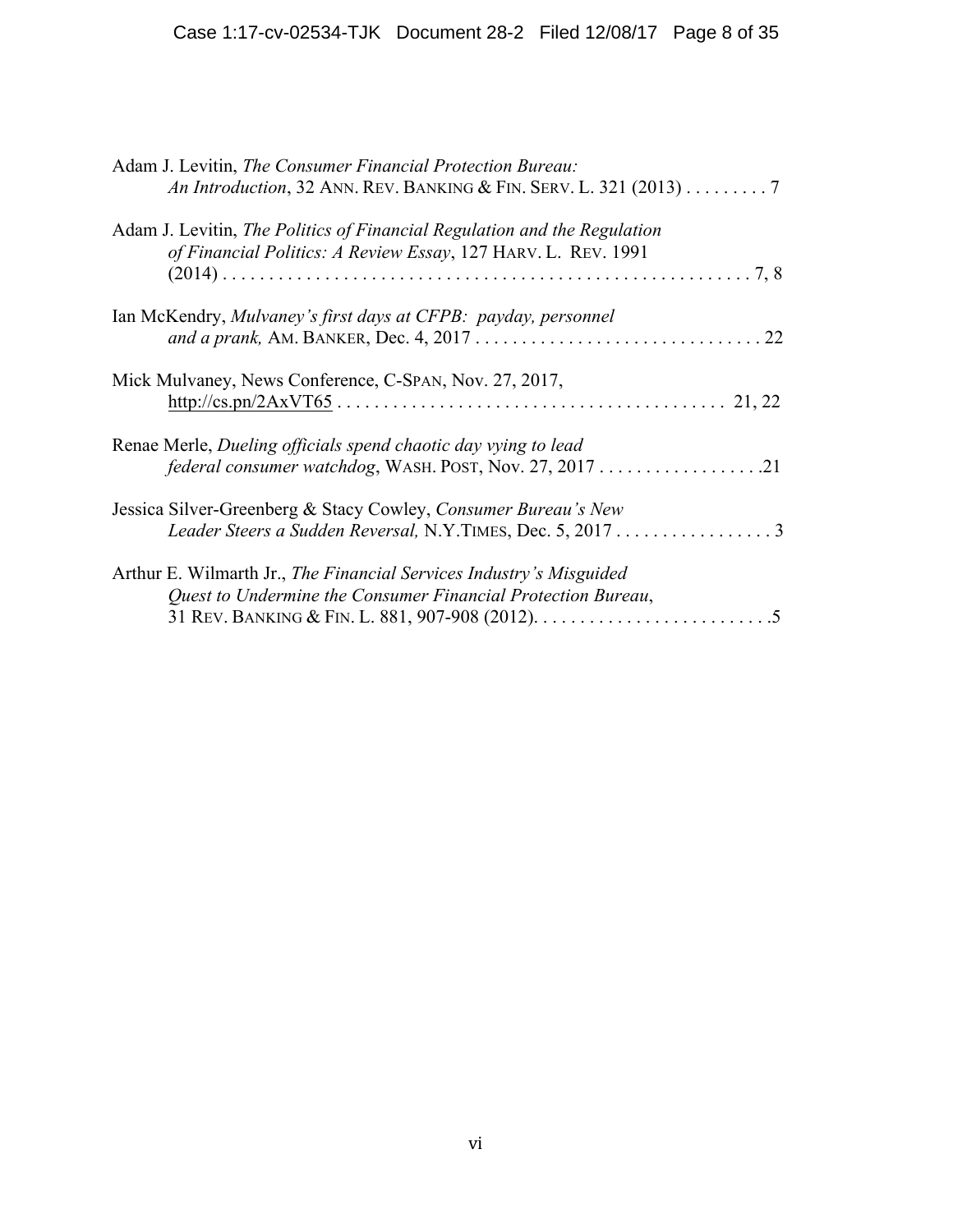Adam J. Levitin, *The Consumer Financial Protection Bureau: An Introduction*, 32 ANN. REV. BANKING & FIN. SERV. L. 321 (2013) . . . . . . . . . 7

Adam J. Levitin, *The Politics of Financial Regulation and the Regulation of Financial Politics: A Review Essay*, 127 HARV. L. REV. 1991 (2014) . . . . . . . . . . . . . . . . . . . . . . . . . . . . . . . . . . . . . . . . . . . . . . . . . . . . . . . 7, 8

Ian McKendry, *Mulvaney's first days at CFPB: payday, personnel and a prank,* AM. BANKER, Dec. 4, 2017 . . . . . . . . . . . . . . . . . . . . . . . . . . . . . . . 22

Mick Mulvaney, News Conference, C-SPAN, Nov. 27, 2017, http://cs.pn/2AxVT65 . . . . . . . . . . . . . . . . . . . . . . . . . . . . . . . . . . . . . . . . . 21, 22

Renae Merle, *Dueling officials spend chaotic day vying to lead federal consumer watchdog*, WASH. POST, Nov. 27, 2017 . . . . . . . . . . . . . . . . . .21

Jessica Silver-Greenberg & Stacy Cowley, *Consumer Bureau's New Leader Steers a Sudden Reversal,* N.Y.TIMES, Dec. 5, 2017 . . . . . . . . . . . . . . . . . 3

Arthur E. Wilmarth Jr., *The Financial Services Industry's Misguided Quest to Undermine the Consumer Financial Protection Bureau*, 31 REV. BANKING & FIN. L. 881, 907-908 (2012). . . . . . . . . . . . . . . . . . . . . . . . . .5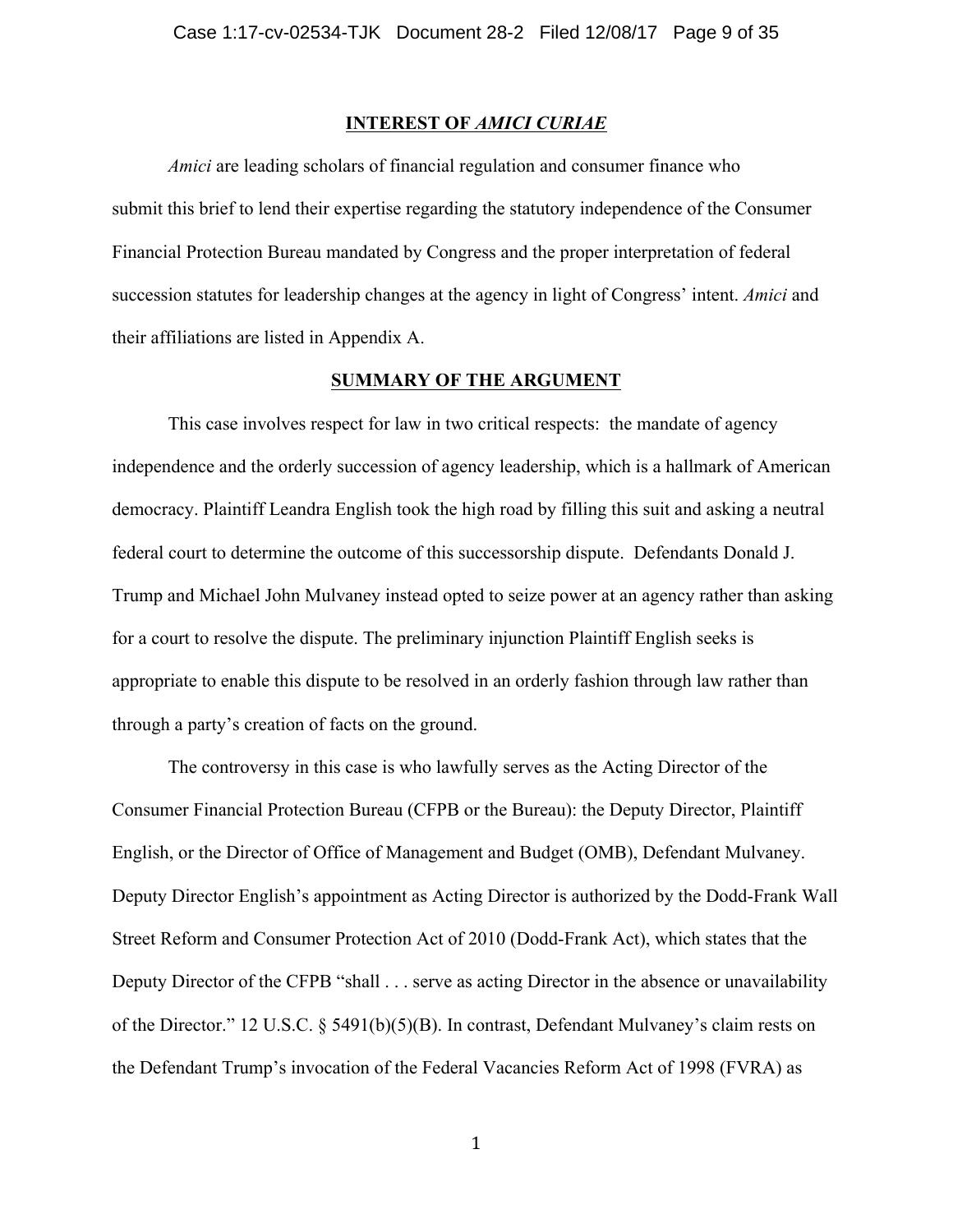## INTEREST OF *AMICI CURIAE*

*Amici* are leading scholars of financial regulation and consumer finance who submit this brief to lend their expertise regarding the statutory independence of the Consumer Financial Protection Bureau mandated by Congress and the proper interpretation of federal succession statutes for leadership changes at the agency in light of Congress' intent. *Amici* and their affiliations are listed in Appendix A.

## SUMMARY OF THE ARGUMENT

This case involves respect for law in two critical respects: the mandate of agency independence and the orderly succession of agency leadership, which is a hallmark of American democracy. Plaintiff Leandra English took the high road by filling this suit and asking a neutral federal court to determine the outcome of this successorship dispute. Defendants Donald J. Trump and Michael John Mulvaney instead opted to seize power at an agency rather than asking for a court to resolve the dispute. The preliminary injunction Plaintiff English seeks is appropriate to enable this dispute to be resolved in an orderly fashion through law rather than through a party's creation of facts on the ground.

The controversy in this case is who lawfully serves as the Acting Director of the Consumer Financial Protection Bureau (CFPB or the Bureau): the Deputy Director, Plaintiff English, or the Director of Office of Management and Budget (OMB), Defendant Mulvaney. Deputy Director English's appointment as Acting Director is authorized by the Dodd-Frank Wall Street Reform and Consumer Protection Act of 2010 (Dodd-Frank Act), which states that the Deputy Director of the CFPB "shall . . . serve as acting Director in the absence or unavailability of the Director." 12 U.S.C. § 5491(b)(5)(B). In contrast, Defendant Mulvaney's claim rests on the Defendant Trump's invocation of the Federal Vacancies Reform Act of 1998 (FVRA) as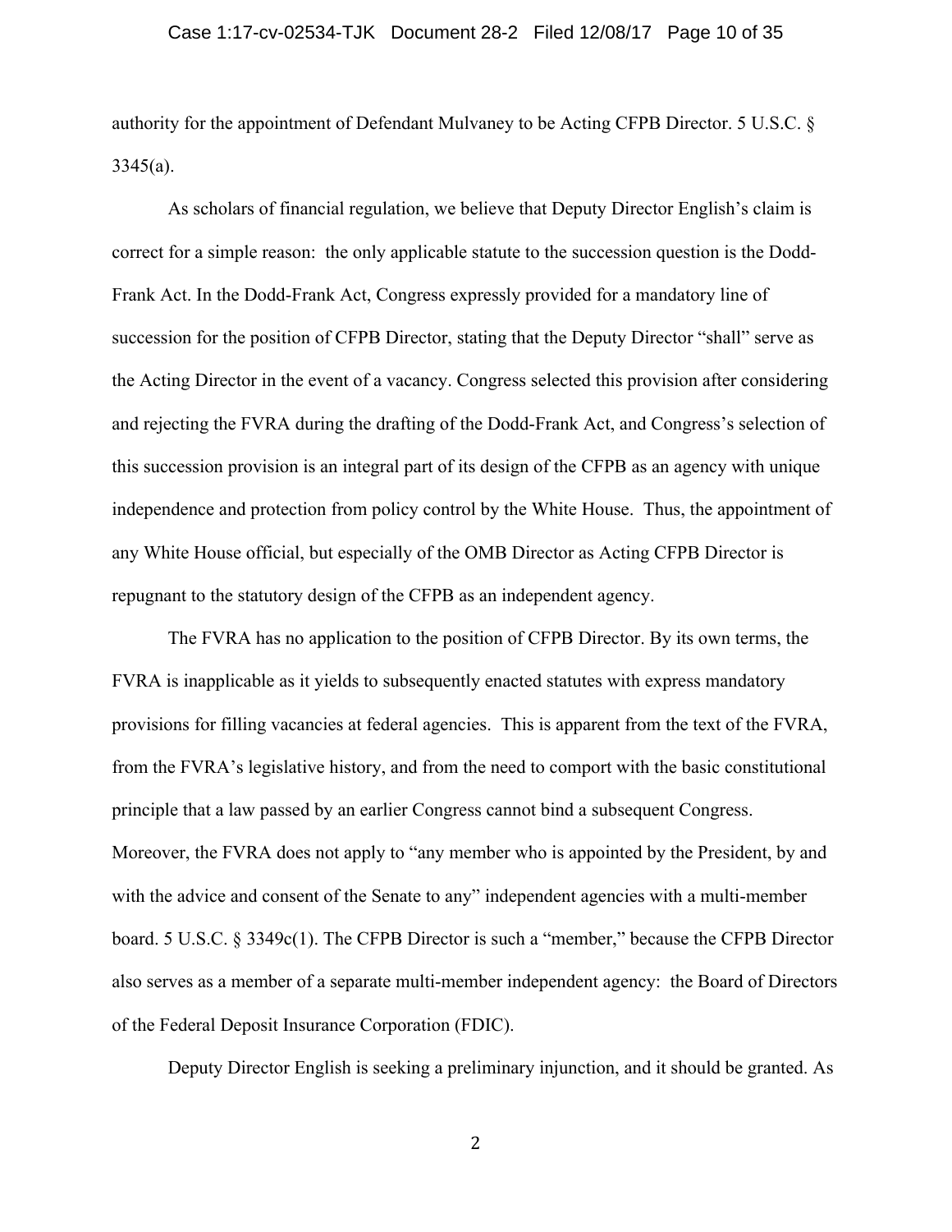authority for the appointment of Defendant Mulvaney to be Acting CFPB Director. 5 U.S.C. § 3345(a).

As scholars of financial regulation, we believe that Deputy Director English's claim is correct for a simple reason: the only applicable statute to the succession question is the Dodd-Frank Act. In the Dodd-Frank Act, Congress expressly provided for a mandatory line of succession for the position of CFPB Director, stating that the Deputy Director "shall" serve as the Acting Director in the event of a vacancy. Congress selected this provision after considering and rejecting the FVRA during the drafting of the Dodd-Frank Act, and Congress's selection of this succession provision is an integral part of its design of the CFPB as an agency with unique independence and protection from policy control by the White House. Thus, the appointment of any White House official, but especially of the OMB Director as Acting CFPB Director is repugnant to the statutory design of the CFPB as an independent agency.

The FVRA has no application to the position of CFPB Director. By its own terms, the FVRA is inapplicable as it yields to subsequently enacted statutes with express mandatory provisions for filling vacancies at federal agencies. This is apparent from the text of the FVRA, from the FVRA's legislative history, and from the need to comport with the basic constitutional principle that a law passed by an earlier Congress cannot bind a subsequent Congress. Moreover, the FVRA does not apply to "any member who is appointed by the President, by and with the advice and consent of the Senate to any" independent agencies with a multi-member board. 5 U.S.C. § 3349c(1). The CFPB Director is such a "member," because the CFPB Director also serves as a member of a separate multi-member independent agency: the Board of Directors of the Federal Deposit Insurance Corporation (FDIC).

Deputy Director English is seeking a preliminary injunction, and it should be granted. As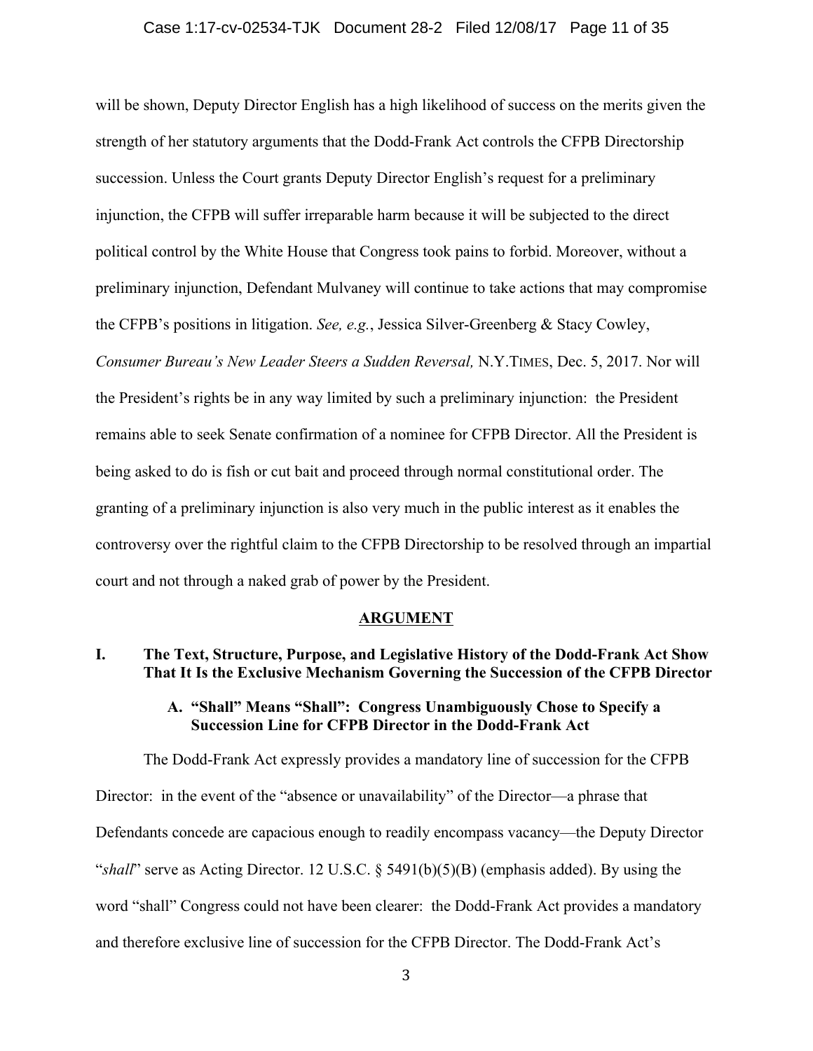will be shown, Deputy Director English has a high likelihood of success on the merits given the strength of her statutory arguments that the Dodd-Frank Act controls the CFPB Directorship succession. Unless the Court grants Deputy Director English's request for a preliminary injunction, the CFPB will suffer irreparable harm because it will be subjected to the direct political control by the White House that Congress took pains to forbid. Moreover, without a preliminary injunction, Defendant Mulvaney will continue to take actions that may compromise the CFPB's positions in litigation. *See, e.g.*, Jessica Silver-Greenberg & Stacy Cowley, *Consumer Bureau's New Leader Steers a Sudden Reversal,* N.Y.TIMES, Dec. 5, 2017. Nor will the President's rights be in any way limited by such a preliminary injunction: the President remains able to seek Senate confirmation of a nominee for CFPB Director. All the President is being asked to do is fish or cut bait and proceed through normal constitutional order. The granting of a preliminary injunction is also very much in the public interest as it enables the controversy over the rightful claim to the CFPB Directorship to be resolved through an impartial court and not through a naked grab of power by the President.

## ARGUMENT

### I. The Text, Structure, Purpose, and Legislative History of the Dodd-Frank Act Show That It Is the Exclusive Mechanism Governing the Succession of the CFPB Director

#### A. "Shall" Means "Shall": Congress Unambiguously Chose to Specify a Succession Line for CFPB Director in the Dodd-Frank Act

The Dodd-Frank Act expressly provides a mandatory line of succession for the CFPB Director: in the event of the "absence or unavailability" of the Director—a phrase that Defendants concede are capacious enough to readily encompass vacancy—the Deputy Director "*shall*" serve as Acting Director. 12 U.S.C. § 5491(b)(5)(B) (emphasis added). By using the word "shall" Congress could not have been clearer: the Dodd-Frank Act provides a mandatory and therefore exclusive line of succession for the CFPB Director. The Dodd-Frank Act's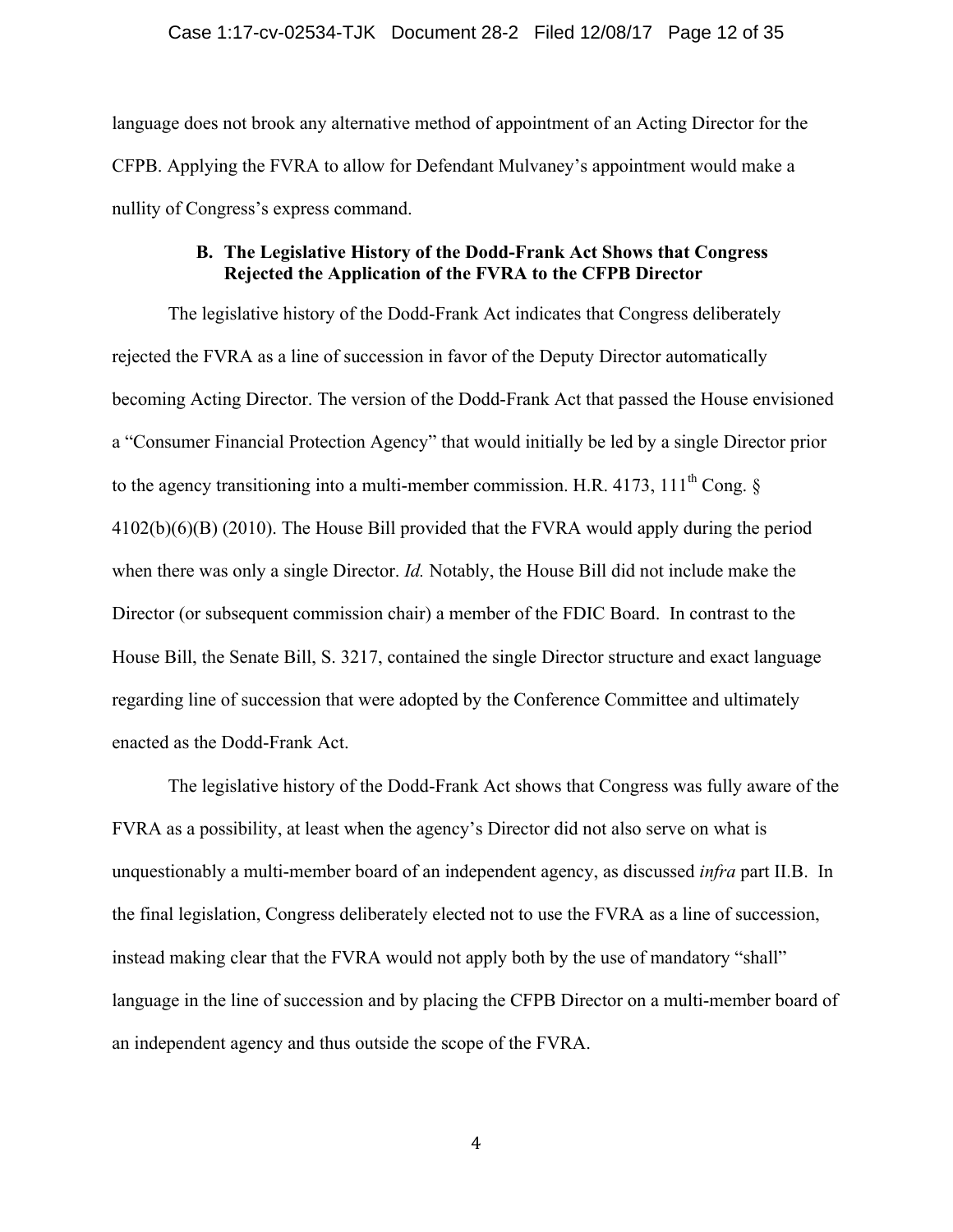language does not brook any alternative method of appointment of an Acting Director for the CFPB. Applying the FVRA to allow for Defendant Mulvaney's appointment would make a nullity of Congress's express command.

### B. The Legislative History of the Dodd-Frank Act Shows that Congress Rejected the Application of the FVRA to the CFPB Director

The legislative history of the Dodd-Frank Act indicates that Congress deliberately rejected the FVRA as a line of succession in favor of the Deputy Director automatically becoming Acting Director. The version of the Dodd-Frank Act that passed the House envisioned a "Consumer Financial Protection Agency" that would initially be led by a single Director prior to the agency transitioning into a multi-member commission. H.R. 4173, 111th Cong. § 4102(b)(6)(B) (2010). The House Bill provided that the FVRA would apply during the period when there was only a single Director. *Id.* Notably, the House Bill did not include make the Director (or subsequent commission chair) a member of the FDIC Board. In contrast to the House Bill, the Senate Bill, S. 3217, contained the single Director structure and exact language regarding line of succession that were adopted by the Conference Committee and ultimately enacted as the Dodd-Frank Act.

The legislative history of the Dodd-Frank Act shows that Congress was fully aware of the FVRA as a possibility, at least when the agency's Director did not also serve on what is unquestionably a multi-member board of an independent agency, as discussed *infra* part II.B. In the final legislation, Congress deliberately elected not to use the FVRA as a line of succession, instead making clear that the FVRA would not apply both by the use of mandatory "shall" language in the line of succession and by placing the CFPB Director on a multi-member board of an independent agency and thus outside the scope of the FVRA.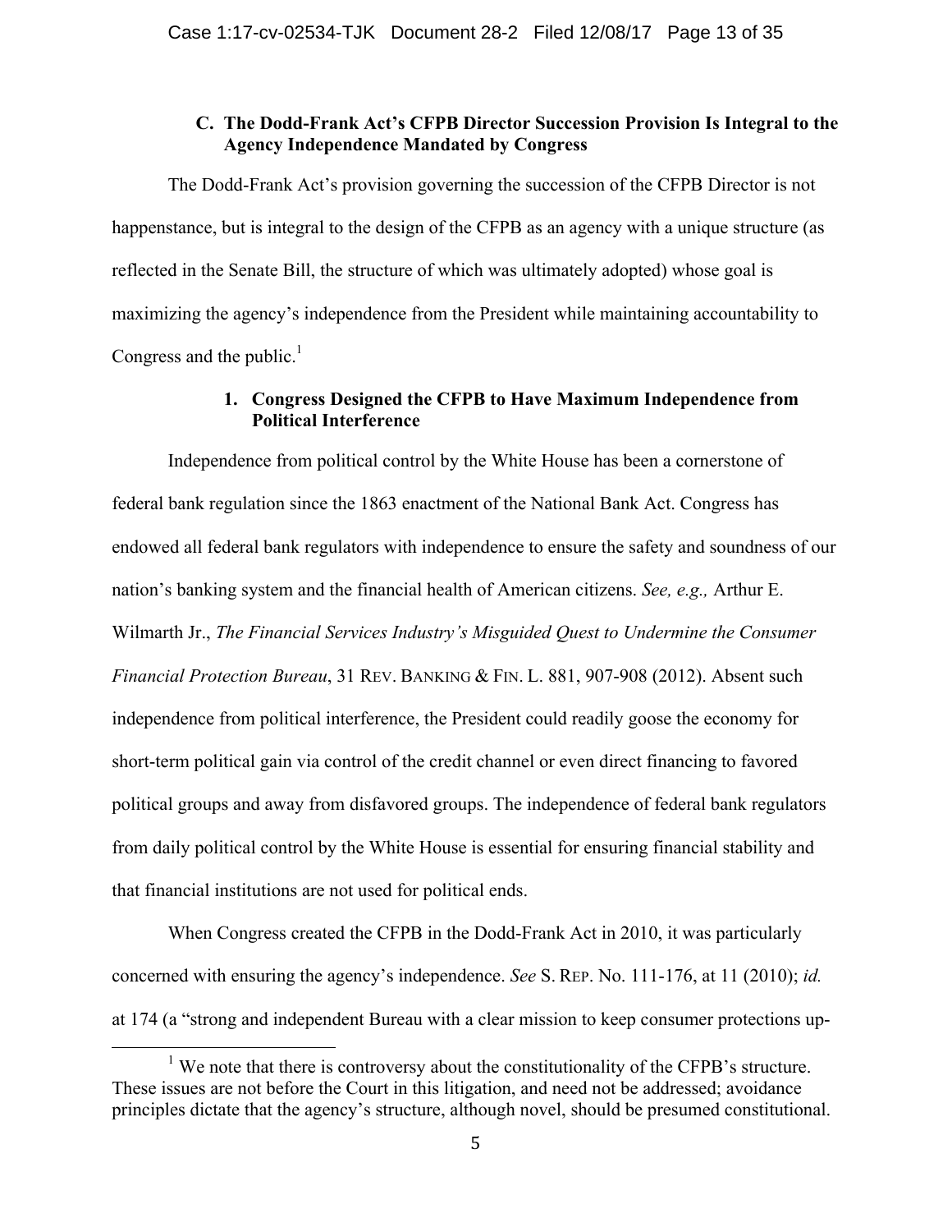### C. The Dodd-Frank Act's CFPB Director Succession Provision Is Integral to the Agency Independence Mandated by Congress

The Dodd-Frank Act's provision governing the succession of the CFPB Director is not happenstance, but is integral to the design of the CFPB as an agency with a unique structure (as reflected in the Senate Bill, the structure of which was ultimately adopted) whose goal is maximizing the agency's independence from the President while maintaining accountability to Congress and the public.[1]

#### 1. Congress Designed the CFPB to Have Maximum Independence from Political Interference

Independence from political control by the White House has been a cornerstone of federal bank regulation since the 1863 enactment of the National Bank Act. Congress has endowed all federal bank regulators with independence to ensure the safety and soundness of our nation's banking system and the financial health of American citizens. *See, e.g.,* Arthur E. Wilmarth Jr., *The Financial Services Industry's Misguided Quest to Undermine the Consumer Financial Protection Bureau*, 31 REV. BANKING & FIN. L. 881, 907-908 (2012). Absent such independence from political interference, the President could readily goose the economy for short-term political gain via control of the credit channel or even direct financing to favored political groups and away from disfavored groups. The independence of federal bank regulators from daily political control by the White House is essential for ensuring financial stability and that financial institutions are not used for political ends.

When Congress created the CFPB in the Dodd-Frank Act in 2010, it was particularly concerned with ensuring the agency's independence. *See* S. REP. No. 111-176, at 11 (2010); *id.* at 174 (a "strong and independent Bureau with a clear mission to keep consumer protections up-

---

[1] We note that there is controversy about the constitutionality of the CFPB's structure. These issues are not before the Court in this litigation, and need not be addressed; avoidance principles dictate that the agency's structure, although novel, should be presumed constitutional.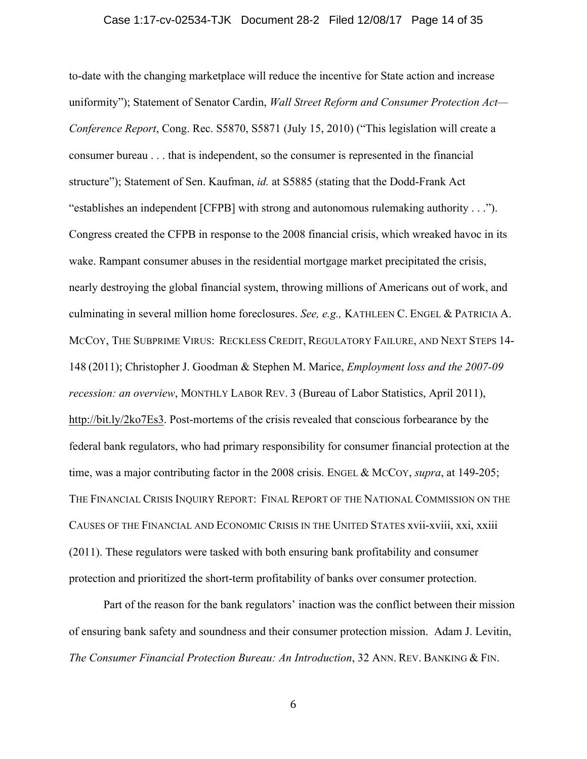to-date with the changing marketplace will reduce the incentive for State action and increase uniformity"); Statement of Senator Cardin, *Wall Street Reform and Consumer Protection Act—Conference Report*, Cong. Rec. S5870, S5871 (July 15, 2010) ("This legislation will create a consumer bureau . . . that is independent, so the consumer is represented in the financial structure"); Statement of Sen. Kaufman, *id.* at S5885 (stating that the Dodd-Frank Act "establishes an independent [CFPB] with strong and autonomous rulemaking authority . . ."). Congress created the CFPB in response to the 2008 financial crisis, which wreaked havoc in its wake. Rampant consumer abuses in the residential mortgage market precipitated the crisis, nearly destroying the global financial system, throwing millions of Americans out of work, and culminating in several million home foreclosures. *See, e.g.,* KATHLEEN C. ENGEL & PATRICIA A. MCCOY, THE SUBPRIME VIRUS: RECKLESS CREDIT, REGULATORY FAILURE, AND NEXT STEPS 14-148 (2011); Christopher J. Goodman & Stephen M. Marice, *Employment loss and the 2007-09 recession: an overview*, MONTHLY LABOR REV. 3 (Bureau of Labor Statistics, April 2011), http://bit.ly/2ko7Es3. Post-mortems of the crisis revealed that conscious forbearance by the federal bank regulators, who had primary responsibility for consumer financial protection at the time, was a major contributing factor in the 2008 crisis. ENGEL & MCCOY, *supra*, at 149-205; THE FINANCIAL CRISIS INQUIRY REPORT: FINAL REPORT OF THE NATIONAL COMMISSION ON THE CAUSES OF THE FINANCIAL AND ECONOMIC CRISIS IN THE UNITED STATES xvii-xviii, xxi, xxiii (2011). These regulators were tasked with both ensuring bank profitability and consumer protection and prioritized the short-term profitability of banks over consumer protection.

Part of the reason for the bank regulators' inaction was the conflict between their mission of ensuring bank safety and soundness and their consumer protection mission. Adam J. Levitin, *The Consumer Financial Protection Bureau: An Introduction*, 32 ANN. REV. BANKING & FIN.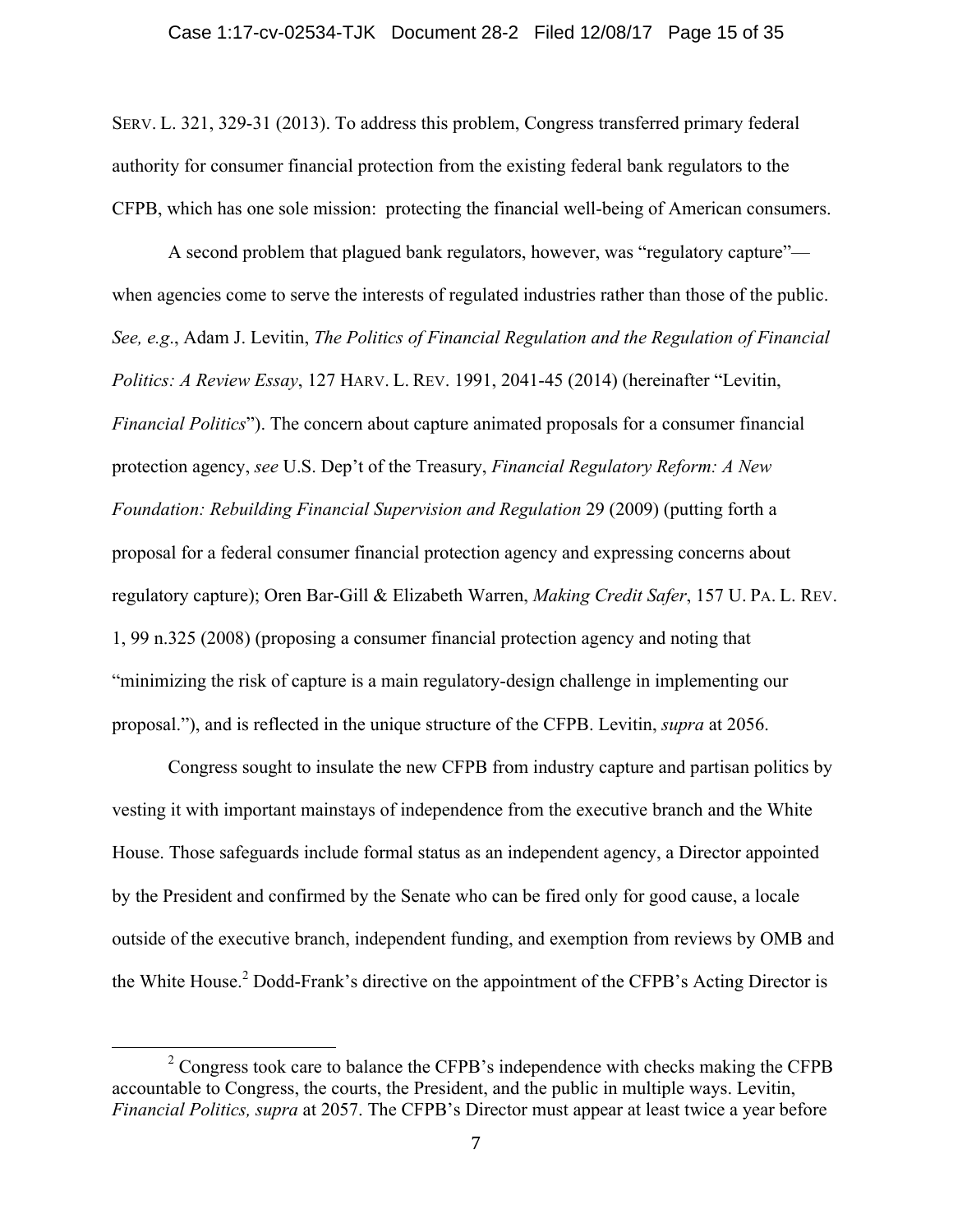SERV. L. 321, 329-31 (2013). To address this problem, Congress transferred primary federal authority for consumer financial protection from the existing federal bank regulators to the CFPB, which has one sole mission: protecting the financial well-being of American consumers.

A second problem that plagued bank regulators, however, was "regulatory capture"—when agencies come to serve the interests of regulated industries rather than those of the public. *See, e.g*., Adam J. Levitin, *The Politics of Financial Regulation and the Regulation of Financial Politics: A Review Essay*, 127 HARV. L. REV. 1991, 2041-45 (2014) (hereinafter "Levitin, *Financial Politics*"). The concern about capture animated proposals for a consumer financial protection agency, *see* U.S. Dep't of the Treasury, *Financial Regulatory Reform: A New Foundation: Rebuilding Financial Supervision and Regulation* 29 (2009) (putting forth a proposal for a federal consumer financial protection agency and expressing concerns about regulatory capture); Oren Bar-Gill & Elizabeth Warren, *Making Credit Safer*, 157 U. PA. L. REV. 1, 99 n.325 (2008) (proposing a consumer financial protection agency and noting that "minimizing the risk of capture is a main regulatory-design challenge in implementing our proposal."), and is reflected in the unique structure of the CFPB. Levitin, *supra* at 2056.

Congress sought to insulate the new CFPB from industry capture and partisan politics by vesting it with important mainstays of independence from the executive branch and the White House. Those safeguards include formal status as an independent agency, a Director appointed by the President and confirmed by the Senate who can be fired only for good cause, a locale outside of the executive branch, independent funding, and exemption from reviews by OMB and the White House.[2] Dodd-Frank's directive on the appointment of the CFPB's Acting Director is

---

[2] Congress took care to balance the CFPB's independence with checks making the CFPB accountable to Congress, the courts, the President, and the public in multiple ways. Levitin, *Financial Politics, supra* at 2057. The CFPB's Director must appear at least twice a year before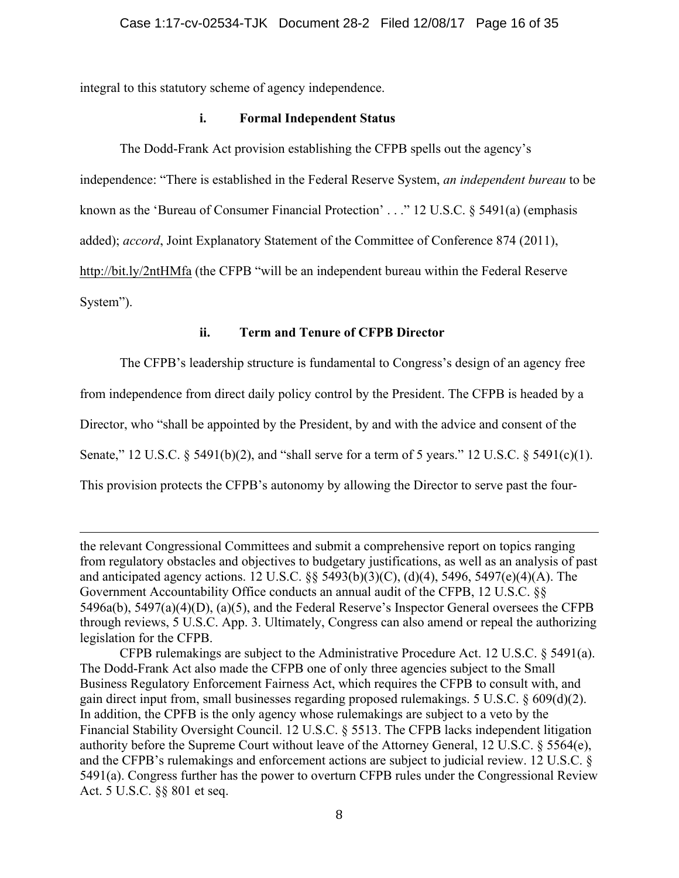integral to this statutory scheme of agency independence.

### i. Formal Independent Status

The Dodd-Frank Act provision establishing the CFPB spells out the agency's independence: "There is established in the Federal Reserve System, *an independent bureau* to be known as the 'Bureau of Consumer Financial Protection' . . ." 12 U.S.C. § 5491(a) (emphasis added); *accord*, Joint Explanatory Statement of the Committee of Conference 874 (2011), http://bit.ly/2ntHMfa (the CFPB "will be an independent bureau within the Federal Reserve System").

### ii. Term and Tenure of CFPB Director

The CFPB's leadership structure is fundamental to Congress's design of an agency free from independence from direct daily policy control by the President. The CFPB is headed by a Director, who "shall be appointed by the President, by and with the advice and consent of the Senate," 12 U.S.C. § 5491(b)(2), and "shall serve for a term of 5 years." 12 U.S.C. § 5491(c)(1). This provision protects the CFPB's autonomy by allowing the Director to serve past the four-

---

the relevant Congressional Committees and submit a comprehensive report on topics ranging from regulatory obstacles and objectives to budgetary justifications, as well as an analysis of past and anticipated agency actions. 12 U.S.C. §§ 5493(b)(3)(C), (d)(4), 5496, 5497(e)(4)(A). The Government Accountability Office conducts an annual audit of the CFPB, 12 U.S.C. §§ 5496a(b), 5497(a)(4)(D), (a)(5), and the Federal Reserve's Inspector General oversees the CFPB through reviews, 5 U.S.C. App. 3. Ultimately, Congress can also amend or repeal the authorizing legislation for the CFPB.

CFPB rulemakings are subject to the Administrative Procedure Act. 12 U.S.C. § 5491(a). The Dodd-Frank Act also made the CFPB one of only three agencies subject to the Small Business Regulatory Enforcement Fairness Act, which requires the CFPB to consult with, and gain direct input from, small businesses regarding proposed rulemakings. 5 U.S.C. § 609(d)(2). In addition, the CPFB is the only agency whose rulemakings are subject to a veto by the Financial Stability Oversight Council. 12 U.S.C. § 5513. The CFPB lacks independent litigation authority before the Supreme Court without leave of the Attorney General, 12 U.S.C. § 5564(e), and the CFPB's rulemakings and enforcement actions are subject to judicial review. 12 U.S.C. § 5491(a). Congress further has the power to overturn CFPB rules under the Congressional Review Act. 5 U.S.C. §§ 801 et seq.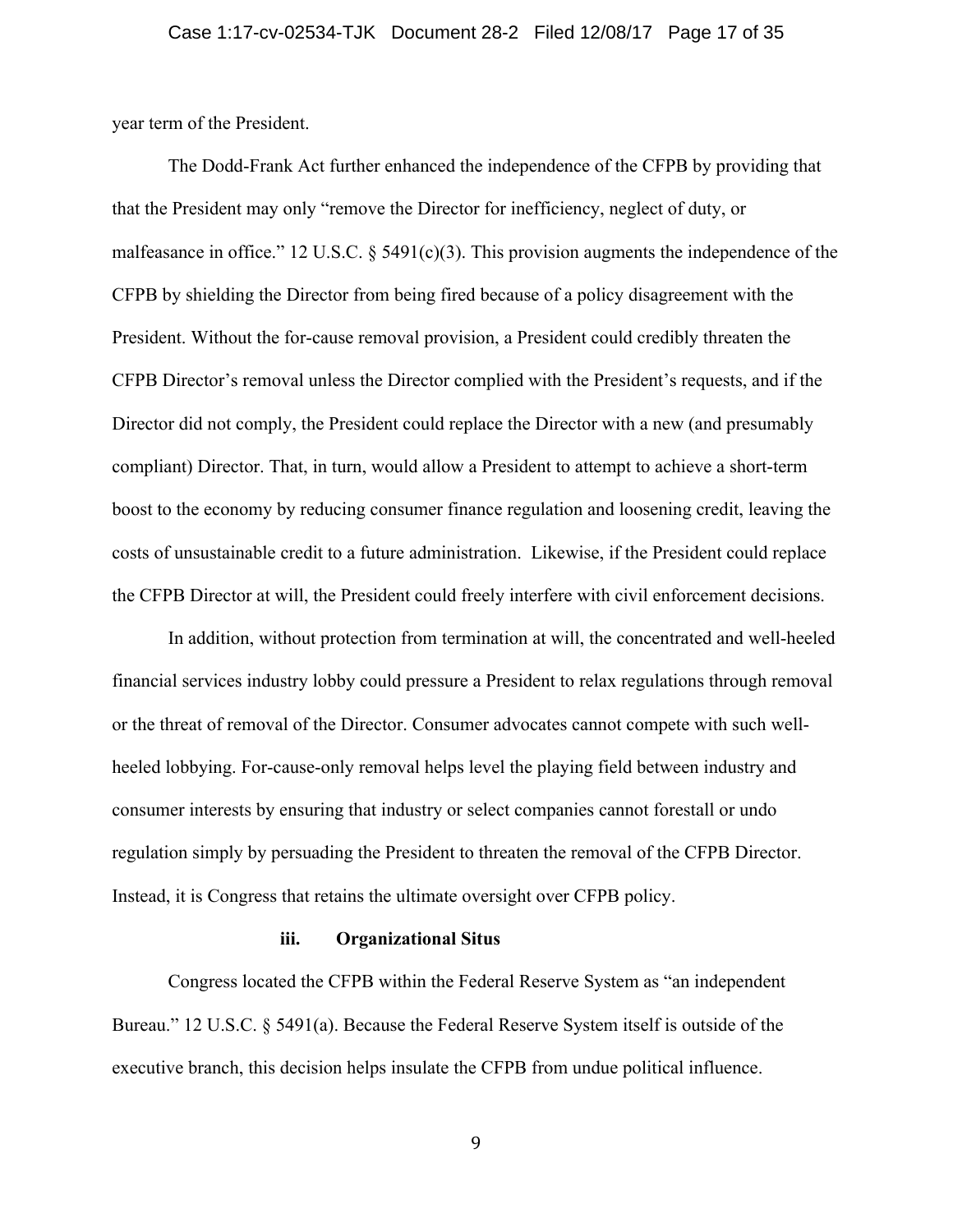year term of the President.

The Dodd-Frank Act further enhanced the independence of the CFPB by providing that that the President may only "remove the Director for inefficiency, neglect of duty, or malfeasance in office." 12 U.S.C. § 5491(c)(3). This provision augments the independence of the CFPB by shielding the Director from being fired because of a policy disagreement with the President. Without the for-cause removal provision, a President could credibly threaten the CFPB Director's removal unless the Director complied with the President's requests, and if the Director did not comply, the President could replace the Director with a new (and presumably compliant) Director. That, in turn, would allow a President to attempt to achieve a short-term boost to the economy by reducing consumer finance regulation and loosening credit, leaving the costs of unsustainable credit to a future administration. Likewise, if the President could replace the CFPB Director at will, the President could freely interfere with civil enforcement decisions.

In addition, without protection from termination at will, the concentrated and well-heeled financial services industry lobby could pressure a President to relax regulations through removal or the threat of removal of the Director. Consumer advocates cannot compete with such well-heeled lobbying. For-cause-only removal helps level the playing field between industry and consumer interests by ensuring that industry or select companies cannot forestall or undo regulation simply by persuading the President to threaten the removal of the CFPB Director. Instead, it is Congress that retains the ultimate oversight over CFPB policy.

**iii. Organizational Situs**

Congress located the CFPB within the Federal Reserve System as "an independent Bureau." 12 U.S.C. § 5491(a). Because the Federal Reserve System itself is outside of the executive branch, this decision helps insulate the CFPB from undue political influence.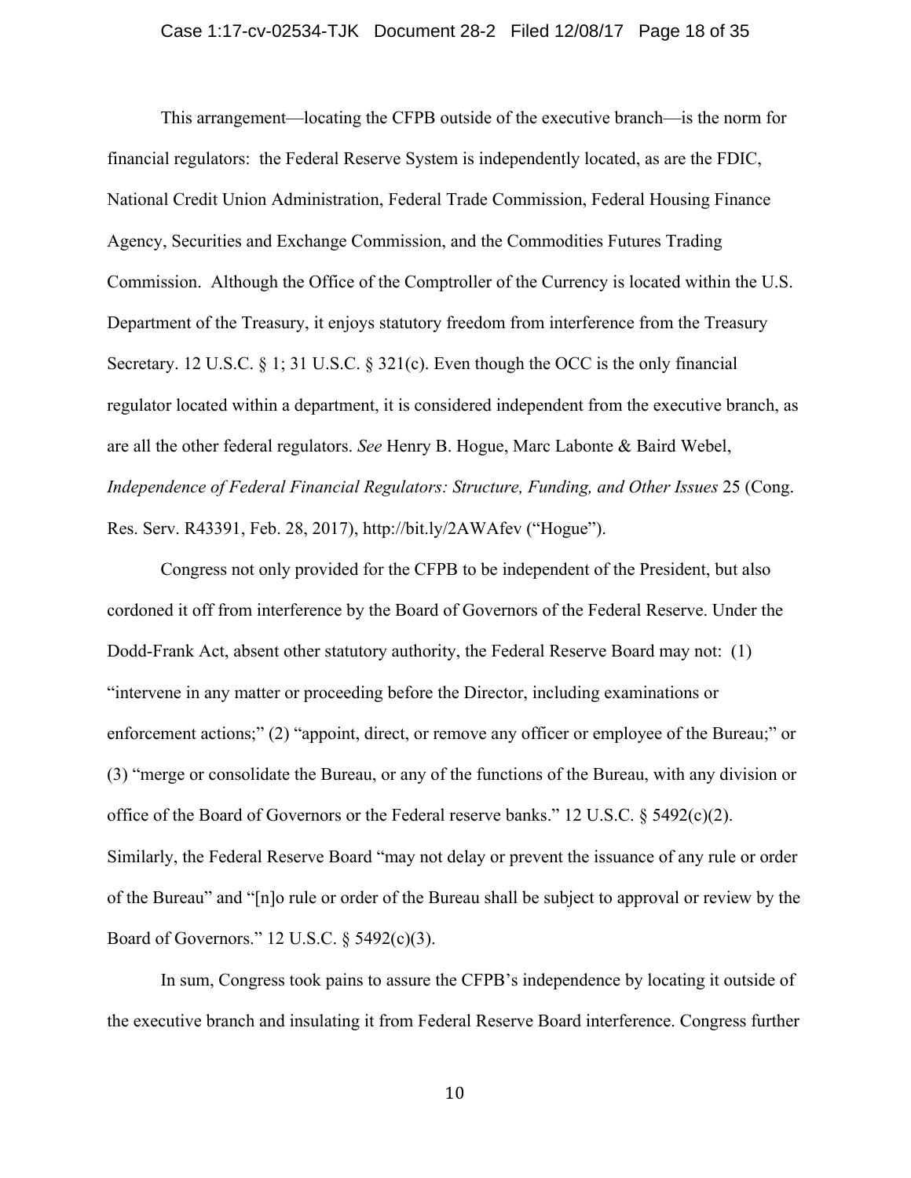This arrangement—locating the CFPB outside of the executive branch—is the norm for financial regulators: the Federal Reserve System is independently located, as are the FDIC, National Credit Union Administration, Federal Trade Commission, Federal Housing Finance Agency, Securities and Exchange Commission, and the Commodities Futures Trading Commission. Although the Office of the Comptroller of the Currency is located within the U.S. Department of the Treasury, it enjoys statutory freedom from interference from the Treasury Secretary. 12 U.S.C. § 1; 31 U.S.C. § 321(c). Even though the OCC is the only financial regulator located within a department, it is considered independent from the executive branch, as are all the other federal regulators. *See* Henry B. Hogue, Marc Labonte & Baird Webel, *Independence of Federal Financial Regulators: Structure, Funding, and Other Issues* 25 (Cong. Res. Serv. R43391, Feb. 28, 2017), http://bit.ly/2AWAfev ("Hogue").

Congress not only provided for the CFPB to be independent of the President, but also cordoned it off from interference by the Board of Governors of the Federal Reserve. Under the Dodd-Frank Act, absent other statutory authority, the Federal Reserve Board may not: (1) "intervene in any matter or proceeding before the Director, including examinations or enforcement actions;" (2) "appoint, direct, or remove any officer or employee of the Bureau;" or (3) "merge or consolidate the Bureau, or any of the functions of the Bureau, with any division or office of the Board of Governors or the Federal reserve banks." 12 U.S.C. § 5492(c)(2). Similarly, the Federal Reserve Board "may not delay or prevent the issuance of any rule or order of the Bureau" and "[n]o rule or order of the Bureau shall be subject to approval or review by the Board of Governors." 12 U.S.C. § 5492(c)(3).

In sum, Congress took pains to assure the CFPB's independence by locating it outside of the executive branch and insulating it from Federal Reserve Board interference. Congress further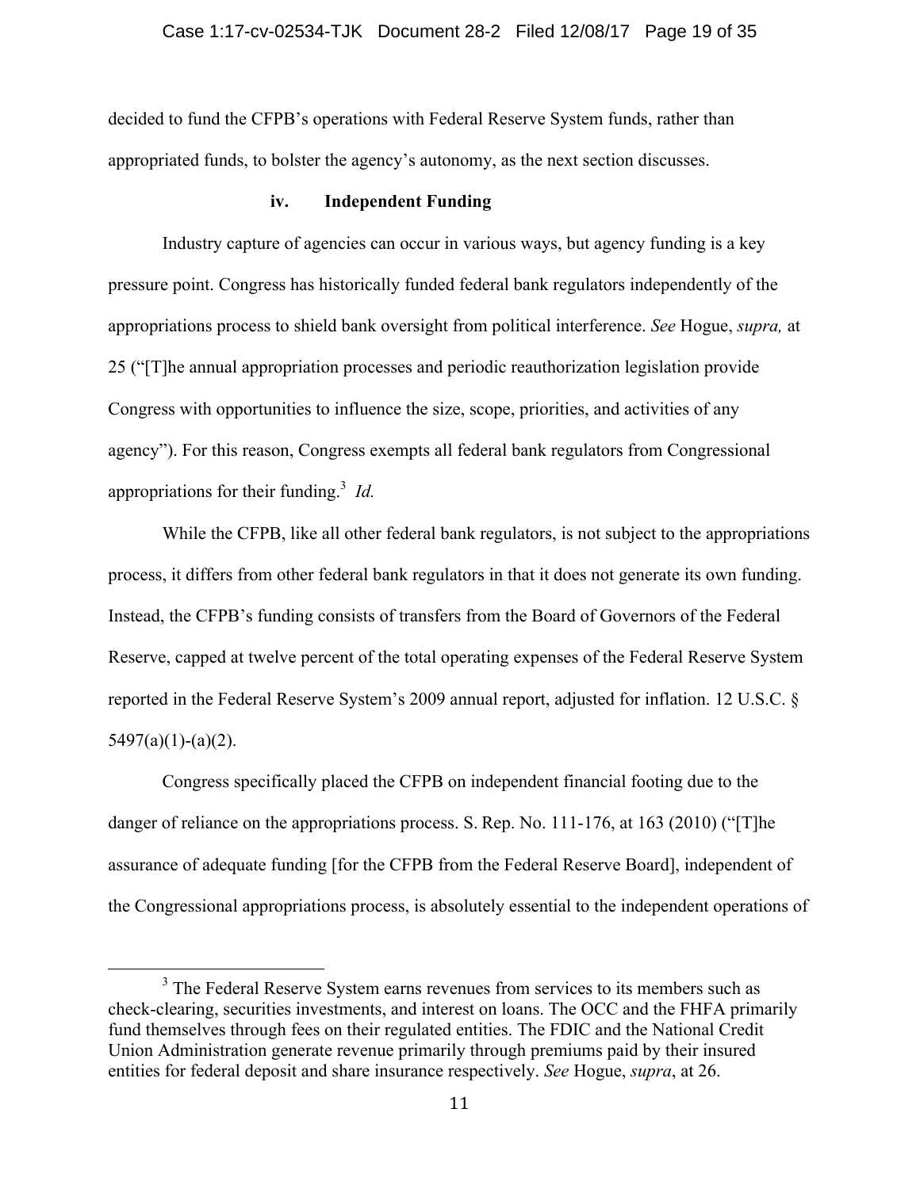decided to fund the CFPB's operations with Federal Reserve System funds, rather than appropriated funds, to bolster the agency's autonomy, as the next section discusses.

#### iv. Independent Funding

Industry capture of agencies can occur in various ways, but agency funding is a key pressure point. Congress has historically funded federal bank regulators independently of the appropriations process to shield bank oversight from political interference. *See* Hogue, *supra,* at 25 ("[T]he annual appropriation processes and periodic reauthorization legislation provide Congress with opportunities to influence the size, scope, priorities, and activities of any agency"). For this reason, Congress exempts all federal bank regulators from Congressional appropriations for their funding.[3] *Id.*

While the CFPB, like all other federal bank regulators, is not subject to the appropriations process, it differs from other federal bank regulators in that it does not generate its own funding. Instead, the CFPB's funding consists of transfers from the Board of Governors of the Federal Reserve, capped at twelve percent of the total operating expenses of the Federal Reserve System reported in the Federal Reserve System's 2009 annual report, adjusted for inflation. 12 U.S.C. § 5497(a)(1)-(a)(2).

Congress specifically placed the CFPB on independent financial footing due to the danger of reliance on the appropriations process. S. Rep. No. 111-176, at 163 (2010) ("[T]he assurance of adequate funding [for the CFPB from the Federal Reserve Board], independent of the Congressional appropriations process, is absolutely essential to the independent operations of

---

[3] The Federal Reserve System earns revenues from services to its members such as check-clearing, securities investments, and interest on loans. The OCC and the FHFA primarily fund themselves through fees on their regulated entities. The FDIC and the National Credit Union Administration generate revenue primarily through premiums paid by their insured entities for federal deposit and share insurance respectively. *See* Hogue, *supra*, at 26.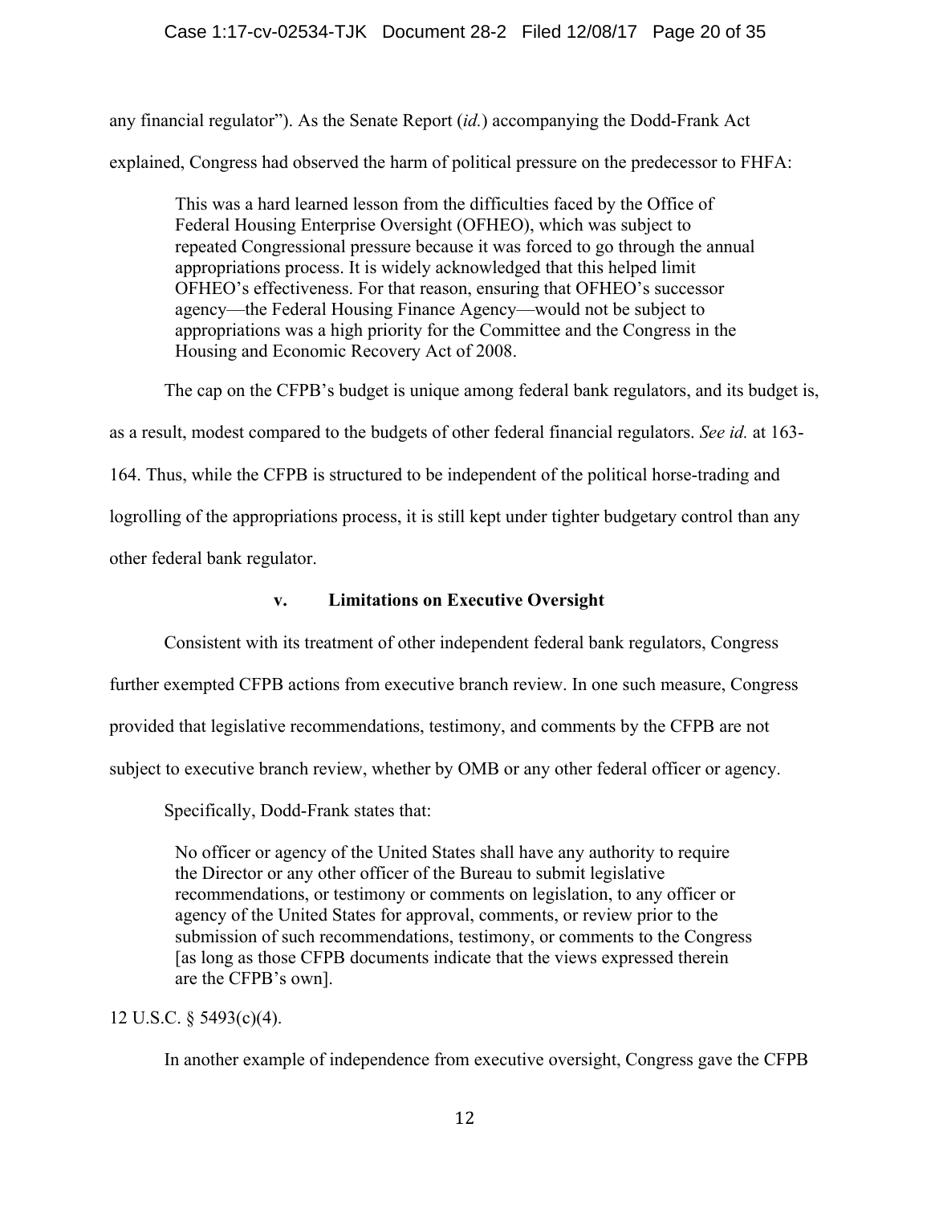any financial regulator"). As the Senate Report (*id.*) accompanying the Dodd-Frank Act explained, Congress had observed the harm of political pressure on the predecessor to FHFA:

> This was a hard learned lesson from the difficulties faced by the Office of Federal Housing Enterprise Oversight (OFHEO), which was subject to repeated Congressional pressure because it was forced to go through the annual appropriations process. It is widely acknowledged that this helped limit OFHEO's effectiveness. For that reason, ensuring that OFHEO's successor agency—the Federal Housing Finance Agency—would not be subject to appropriations was a high priority for the Committee and the Congress in the Housing and Economic Recovery Act of 2008.

The cap on the CFPB's budget is unique among federal bank regulators, and its budget is, as a result, modest compared to the budgets of other federal financial regulators. *See id.* at 163-164. Thus, while the CFPB is structured to be independent of the political horse-trading and logrolling of the appropriations process, it is still kept under tighter budgetary control than any other federal bank regulator.

#### v. Limitations on Executive Oversight

Consistent with its treatment of other independent federal bank regulators, Congress further exempted CFPB actions from executive branch review. In one such measure, Congress provided that legislative recommendations, testimony, and comments by the CFPB are not subject to executive branch review, whether by OMB or any other federal officer or agency.

Specifically, Dodd-Frank states that:

> No officer or agency of the United States shall have any authority to require the Director or any other officer of the Bureau to submit legislative recommendations, or testimony or comments on legislation, to any officer or agency of the United States for approval, comments, or review prior to the submission of such recommendations, testimony, or comments to the Congress [as long as those CFPB documents indicate that the views expressed therein are the CFPB's own].

12 U.S.C. § 5493(c)(4).

In another example of independence from executive oversight, Congress gave the CFPB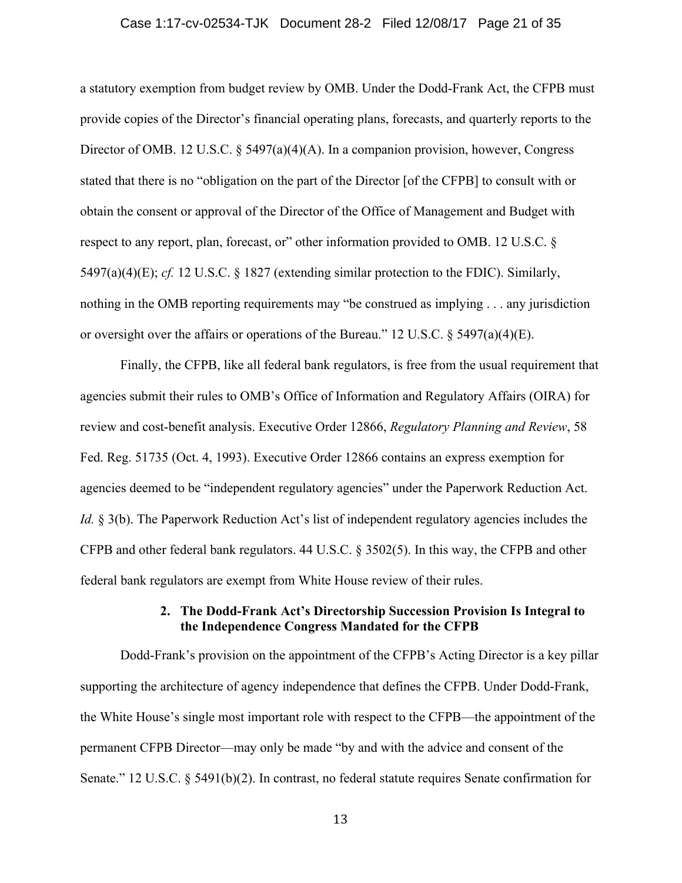a statutory exemption from budget review by OMB. Under the Dodd-Frank Act, the CFPB must provide copies of the Director's financial operating plans, forecasts, and quarterly reports to the Director of OMB. 12 U.S.C. § 5497(a)(4)(A). In a companion provision, however, Congress stated that there is no "obligation on the part of the Director [of the CFPB] to consult with or obtain the consent or approval of the Director of the Office of Management and Budget with respect to any report, plan, forecast, or" other information provided to OMB. 12 U.S.C. § 5497(a)(4)(E); *cf.* 12 U.S.C. § 1827 (extending similar protection to the FDIC). Similarly, nothing in the OMB reporting requirements may "be construed as implying . . . any jurisdiction or oversight over the affairs or operations of the Bureau." 12 U.S.C. § 5497(a)(4)(E).

Finally, the CFPB, like all federal bank regulators, is free from the usual requirement that agencies submit their rules to OMB's Office of Information and Regulatory Affairs (OIRA) for review and cost-benefit analysis. Executive Order 12866, *Regulatory Planning and Review*, 58 Fed. Reg. 51735 (Oct. 4, 1993). Executive Order 12866 contains an express exemption for agencies deemed to be "independent regulatory agencies" under the Paperwork Reduction Act. *Id.* § 3(b). The Paperwork Reduction Act's list of independent regulatory agencies includes the CFPB and other federal bank regulators. 44 U.S.C. § 3502(5). In this way, the CFPB and other federal bank regulators are exempt from White House review of their rules.

#### 2. The Dodd-Frank Act's Directorship Succession Provision Is Integral to the Independence Congress Mandated for the CFPB

Dodd-Frank's provision on the appointment of the CFPB's Acting Director is a key pillar supporting the architecture of agency independence that defines the CFPB. Under Dodd-Frank, the White House's single most important role with respect to the CFPB—the appointment of the permanent CFPB Director—may only be made "by and with the advice and consent of the Senate." 12 U.S.C. § 5491(b)(2). In contrast, no federal statute requires Senate confirmation for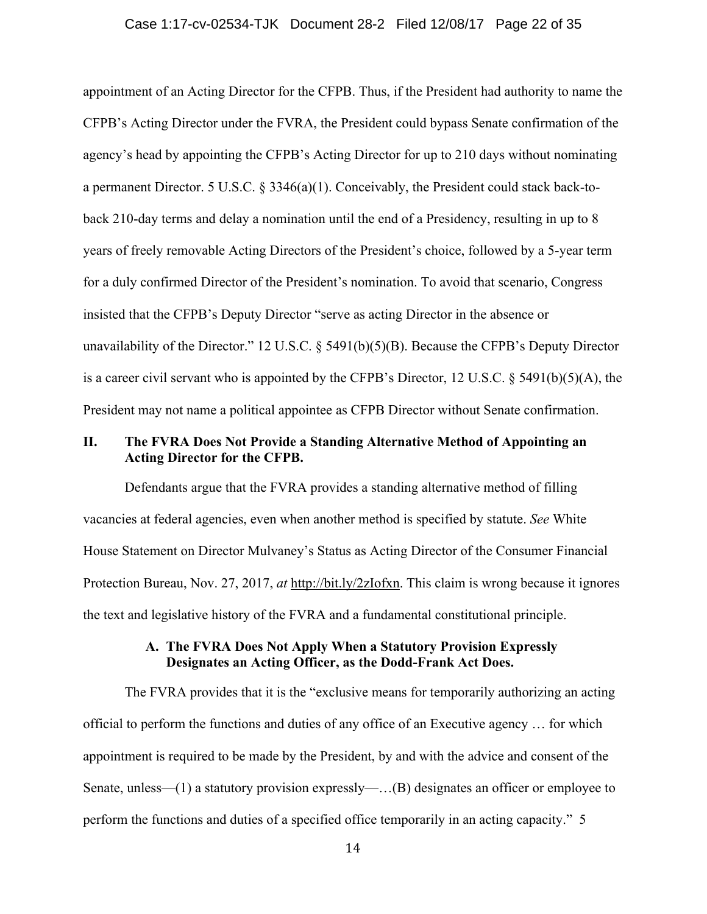appointment of an Acting Director for the CFPB. Thus, if the President had authority to name the CFPB's Acting Director under the FVRA, the President could bypass Senate confirmation of the agency's head by appointing the CFPB's Acting Director for up to 210 days without nominating a permanent Director. 5 U.S.C. § 3346(a)(1). Conceivably, the President could stack back-to-back 210-day terms and delay a nomination until the end of a Presidency, resulting in up to 8 years of freely removable Acting Directors of the President's choice, followed by a 5-year term for a duly confirmed Director of the President's nomination. To avoid that scenario, Congress insisted that the CFPB's Deputy Director "serve as acting Director in the absence or unavailability of the Director." 12 U.S.C. § 5491(b)(5)(B). Because the CFPB's Deputy Director is a career civil servant who is appointed by the CFPB's Director, 12 U.S.C. § 5491(b)(5)(A), the President may not name a political appointee as CFPB Director without Senate confirmation.

## II. The FVRA Does Not Provide a Standing Alternative Method of Appointing an Acting Director for the CFPB.

Defendants argue that the FVRA provides a standing alternative method of filling vacancies at federal agencies, even when another method is specified by statute. *See* White House Statement on Director Mulvaney's Status as Acting Director of the Consumer Financial Protection Bureau, Nov. 27, 2017, *at* http://bit.ly/2zIofxn. This claim is wrong because it ignores the text and legislative history of the FVRA and a fundamental constitutional principle.

### A. The FVRA Does Not Apply When a Statutory Provision Expressly Designates an Acting Officer, as the Dodd-Frank Act Does.

The FVRA provides that it is the "exclusive means for temporarily authorizing an acting official to perform the functions and duties of any office of an Executive agency … for which appointment is required to be made by the President, by and with the advice and consent of the Senate, unless—(1) a statutory provision expressly—…(B) designates an officer or employee to perform the functions and duties of a specified office temporarily in an acting capacity." 5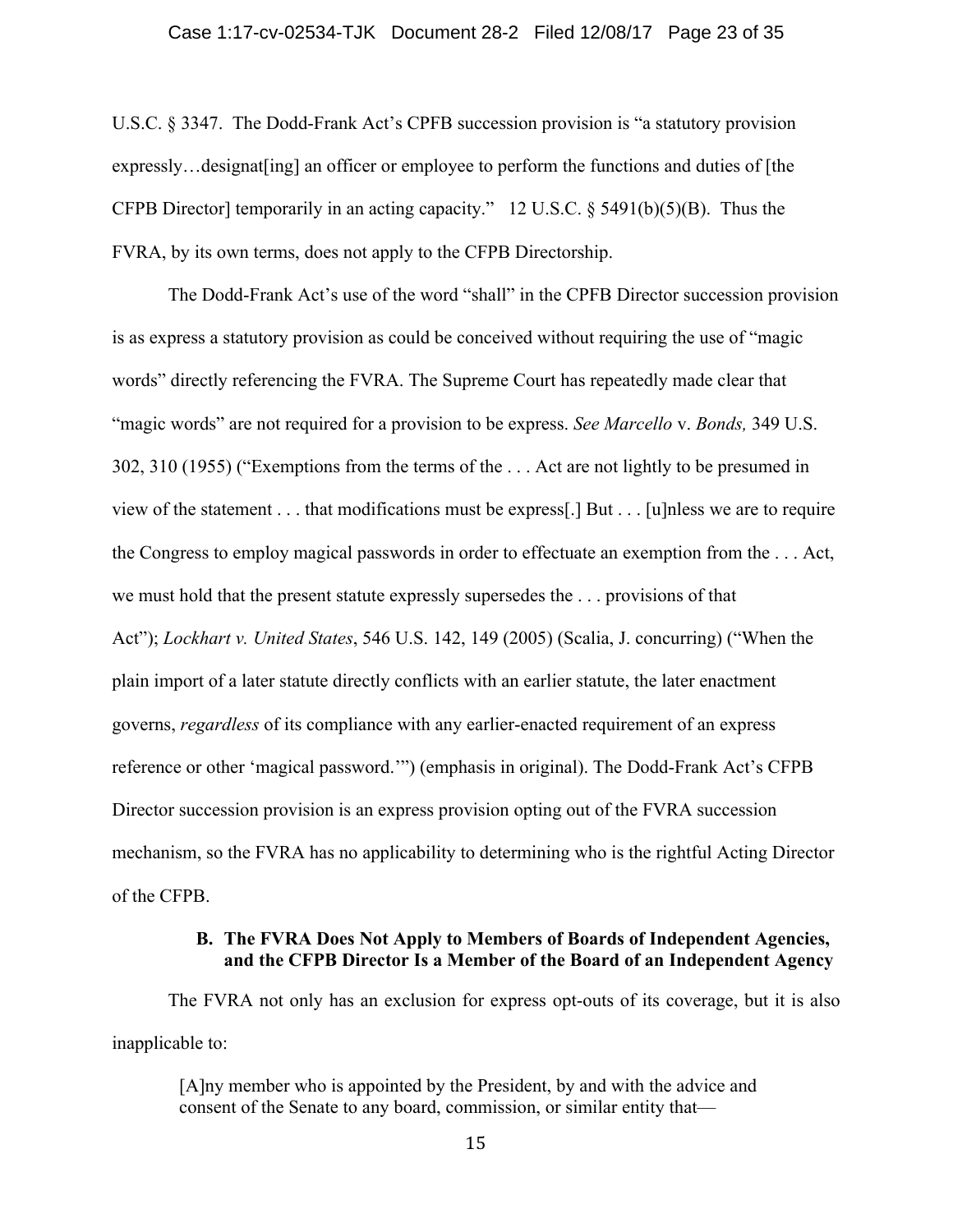U.S.C. § 3347. The Dodd-Frank Act's CPFB succession provision is "a statutory provision expressly…designat[ing] an officer or employee to perform the functions and duties of [the CFPB Director] temporarily in an acting capacity." 12 U.S.C. § 5491(b)(5)(B). Thus the FVRA, by its own terms, does not apply to the CFPB Directorship.

The Dodd-Frank Act's use of the word "shall" in the CPFB Director succession provision is as express a statutory provision as could be conceived without requiring the use of "magic words" directly referencing the FVRA. The Supreme Court has repeatedly made clear that "magic words" are not required for a provision to be express. *See Marcello* v. *Bonds,* 349 U.S. 302, 310 (1955) ("Exemptions from the terms of the . . . Act are not lightly to be presumed in view of the statement . . . that modifications must be express[.] But . . . [u]nless we are to require the Congress to employ magical passwords in order to effectuate an exemption from the . . . Act, we must hold that the present statute expressly supersedes the . . . provisions of that Act"); *Lockhart v. United States*, 546 U.S. 142, 149 (2005) (Scalia, J. concurring) ("When the plain import of a later statute directly conflicts with an earlier statute, the later enactment governs, *regardless* of its compliance with any earlier-enacted requirement of an express reference or other 'magical password.'") (emphasis in original). The Dodd-Frank Act's CFPB Director succession provision is an express provision opting out of the FVRA succession mechanism, so the FVRA has no applicability to determining who is the rightful Acting Director of the CFPB.

### B. The FVRA Does Not Apply to Members of Boards of Independent Agencies, and the CFPB Director Is a Member of the Board of an Independent Agency

The FVRA not only has an exclusion for express opt-outs of its coverage, but it is also inapplicable to:

> [A]ny member who is appointed by the President, by and with the advice and consent of the Senate to any board, commission, or similar entity that—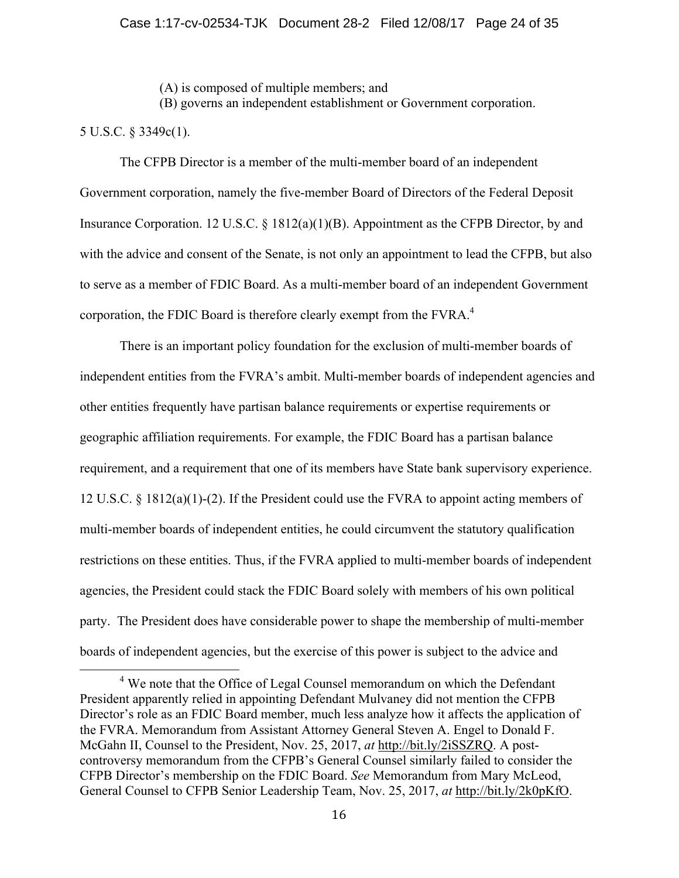(A) is composed of multiple members; and
(B) governs an independent establishment or Government corporation.

5 U.S.C. § 3349c(1).

The CFPB Director is a member of the multi-member board of an independent Government corporation, namely the five-member Board of Directors of the Federal Deposit Insurance Corporation. 12 U.S.C. § 1812(a)(1)(B). Appointment as the CFPB Director, by and with the advice and consent of the Senate, is not only an appointment to lead the CFPB, but also to serve as a member of FDIC Board. As a multi-member board of an independent Government corporation, the FDIC Board is therefore clearly exempt from the FVRA.[4]

There is an important policy foundation for the exclusion of multi-member boards of independent entities from the FVRA's ambit. Multi-member boards of independent agencies and other entities frequently have partisan balance requirements or expertise requirements or geographic affiliation requirements. For example, the FDIC Board has a partisan balance requirement, and a requirement that one of its members have State bank supervisory experience. 12 U.S.C. § 1812(a)(1)-(2). If the President could use the FVRA to appoint acting members of multi-member boards of independent entities, he could circumvent the statutory qualification restrictions on these entities. Thus, if the FVRA applied to multi-member boards of independent agencies, the President could stack the FDIC Board solely with members of his own political party. The President does have considerable power to shape the membership of multi-member boards of independent agencies, but the exercise of this power is subject to the advice and

[4] We note that the Office of Legal Counsel memorandum on which the Defendant President apparently relied in appointing Defendant Mulvaney did not mention the CFPB Director's role as an FDIC Board member, much less analyze how it affects the application of the FVRA. Memorandum from Assistant Attorney General Steven A. Engel to Donald F. McGahn II, Counsel to the President, Nov. 25, 2017, *at* http://bit.ly/2iSSZRQ. A post-controversy memorandum from the CFPB's General Counsel similarly failed to consider the CFPB Director's membership on the FDIC Board. *See* Memorandum from Mary McLeod, General Counsel to CFPB Senior Leadership Team, Nov. 25, 2017, *at* http://bit.ly/2k0pKfO.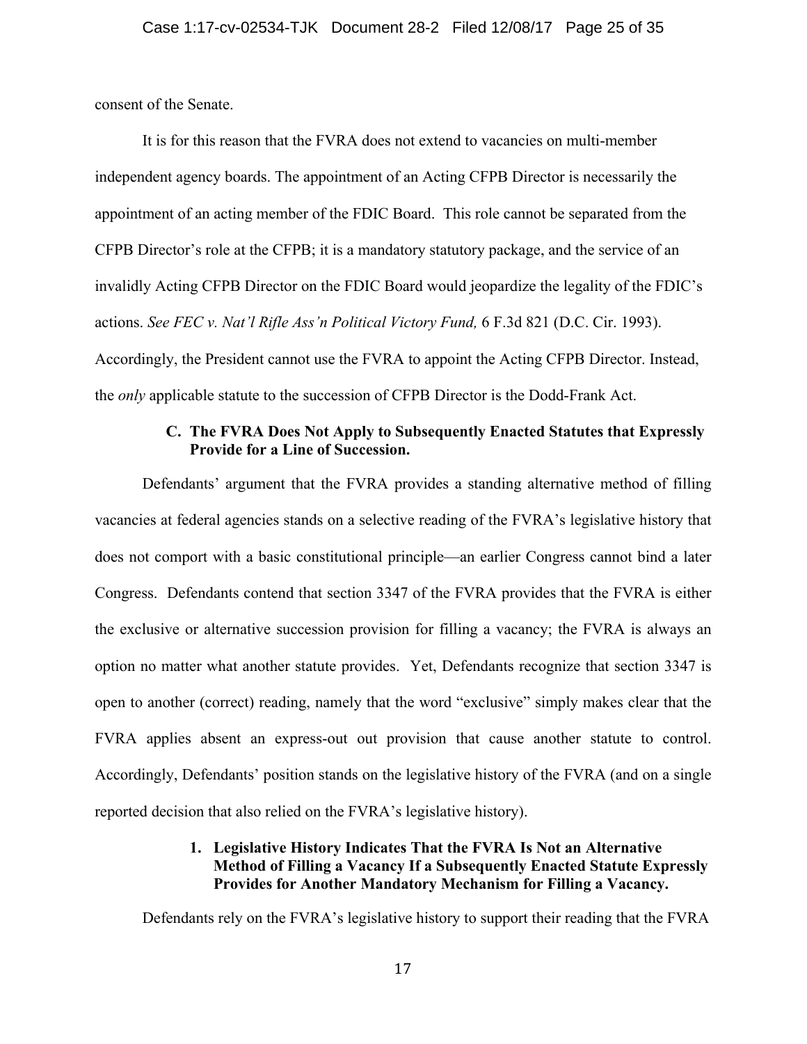consent of the Senate.

It is for this reason that the FVRA does not extend to vacancies on multi-member independent agency boards. The appointment of an Acting CFPB Director is necessarily the appointment of an acting member of the FDIC Board. This role cannot be separated from the CFPB Director's role at the CFPB; it is a mandatory statutory package, and the service of an invalidly Acting CFPB Director on the FDIC Board would jeopardize the legality of the FDIC's actions. *See FEC v. Nat'l Rifle Ass'n Political Victory Fund,* 6 F.3d 821 (D.C. Cir. 1993). Accordingly, the President cannot use the FVRA to appoint the Acting CFPB Director. Instead, the *only* applicable statute to the succession of CFPB Director is the Dodd-Frank Act.

### C. The FVRA Does Not Apply to Subsequently Enacted Statutes that Expressly Provide for a Line of Succession.

Defendants' argument that the FVRA provides a standing alternative method of filling vacancies at federal agencies stands on a selective reading of the FVRA's legislative history that does not comport with a basic constitutional principle—an earlier Congress cannot bind a later Congress. Defendants contend that section 3347 of the FVRA provides that the FVRA is either the exclusive or alternative succession provision for filling a vacancy; the FVRA is always an option no matter what another statute provides. Yet, Defendants recognize that section 3347 is open to another (correct) reading, namely that the word "exclusive" simply makes clear that the FVRA applies absent an express-out out provision that cause another statute to control. Accordingly, Defendants' position stands on the legislative history of the FVRA (and on a single reported decision that also relied on the FVRA's legislative history).

#### 1. Legislative History Indicates That the FVRA Is Not an Alternative Method of Filling a Vacancy If a Subsequently Enacted Statute Expressly Provides for Another Mandatory Mechanism for Filling a Vacancy.

Defendants rely on the FVRA's legislative history to support their reading that the FVRA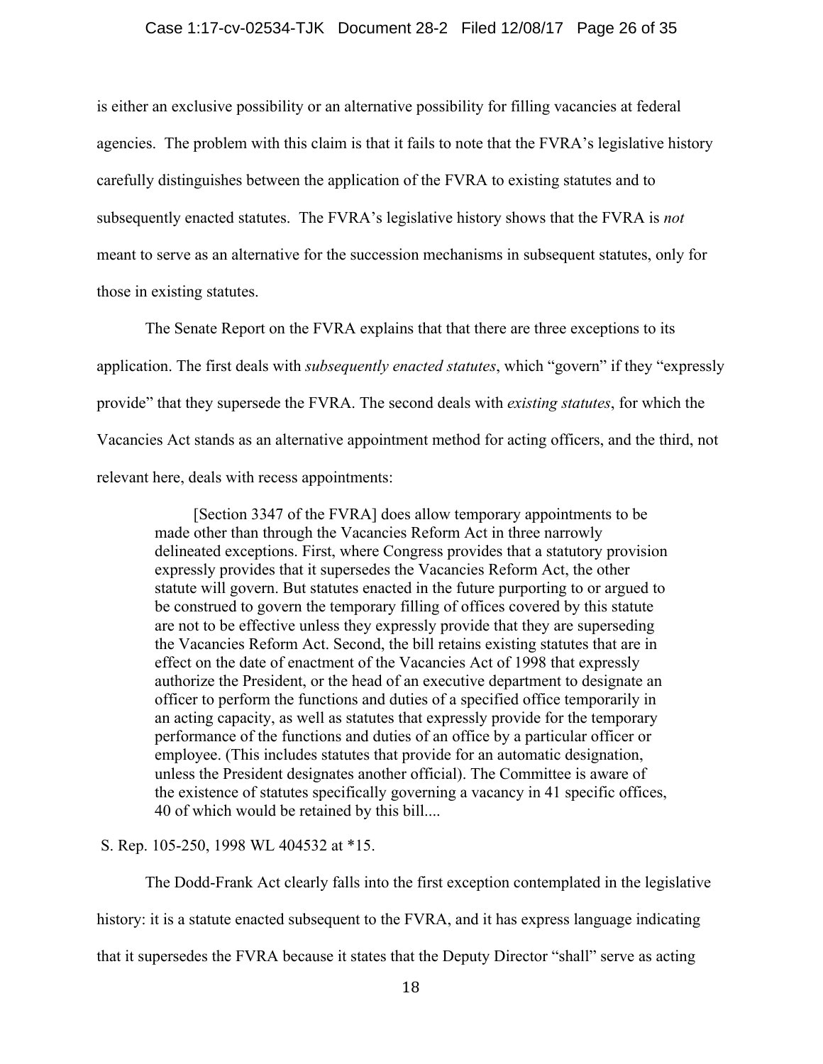is either an exclusive possibility or an alternative possibility for filling vacancies at federal agencies. The problem with this claim is that it fails to note that the FVRA's legislative history carefully distinguishes between the application of the FVRA to existing statutes and to subsequently enacted statutes. The FVRA's legislative history shows that the FVRA is *not* meant to serve as an alternative for the succession mechanisms in subsequent statutes, only for those in existing statutes.

The Senate Report on the FVRA explains that that there are three exceptions to its application. The first deals with *subsequently enacted statutes*, which "govern" if they "expressly provide" that they supersede the FVRA. The second deals with *existing statutes*, for which the Vacancies Act stands as an alternative appointment method for acting officers, and the third, not relevant here, deals with recess appointments:

> [Section 3347 of the FVRA] does allow temporary appointments to be made other than through the Vacancies Reform Act in three narrowly delineated exceptions. First, where Congress provides that a statutory provision expressly provides that it supersedes the Vacancies Reform Act, the other statute will govern. But statutes enacted in the future purporting to or argued to be construed to govern the temporary filling of offices covered by this statute are not to be effective unless they expressly provide that they are superseding the Vacancies Reform Act. Second, the bill retains existing statutes that are in effect on the date of enactment of the Vacancies Act of 1998 that expressly authorize the President, or the head of an executive department to designate an officer to perform the functions and duties of a specified office temporarily in an acting capacity, as well as statutes that expressly provide for the temporary performance of the functions and duties of an office by a particular officer or employee. (This includes statutes that provide for an automatic designation, unless the President designates another official). The Committee is aware of the existence of statutes specifically governing a vacancy in 41 specific offices, 40 of which would be retained by this bill....

S. Rep. 105-250, 1998 WL 404532 at *15.

The Dodd-Frank Act clearly falls into the first exception contemplated in the legislative history: it is a statute enacted subsequent to the FVRA, and it has express language indicating that it supersedes the FVRA because it states that the Deputy Director "shall" serve as acting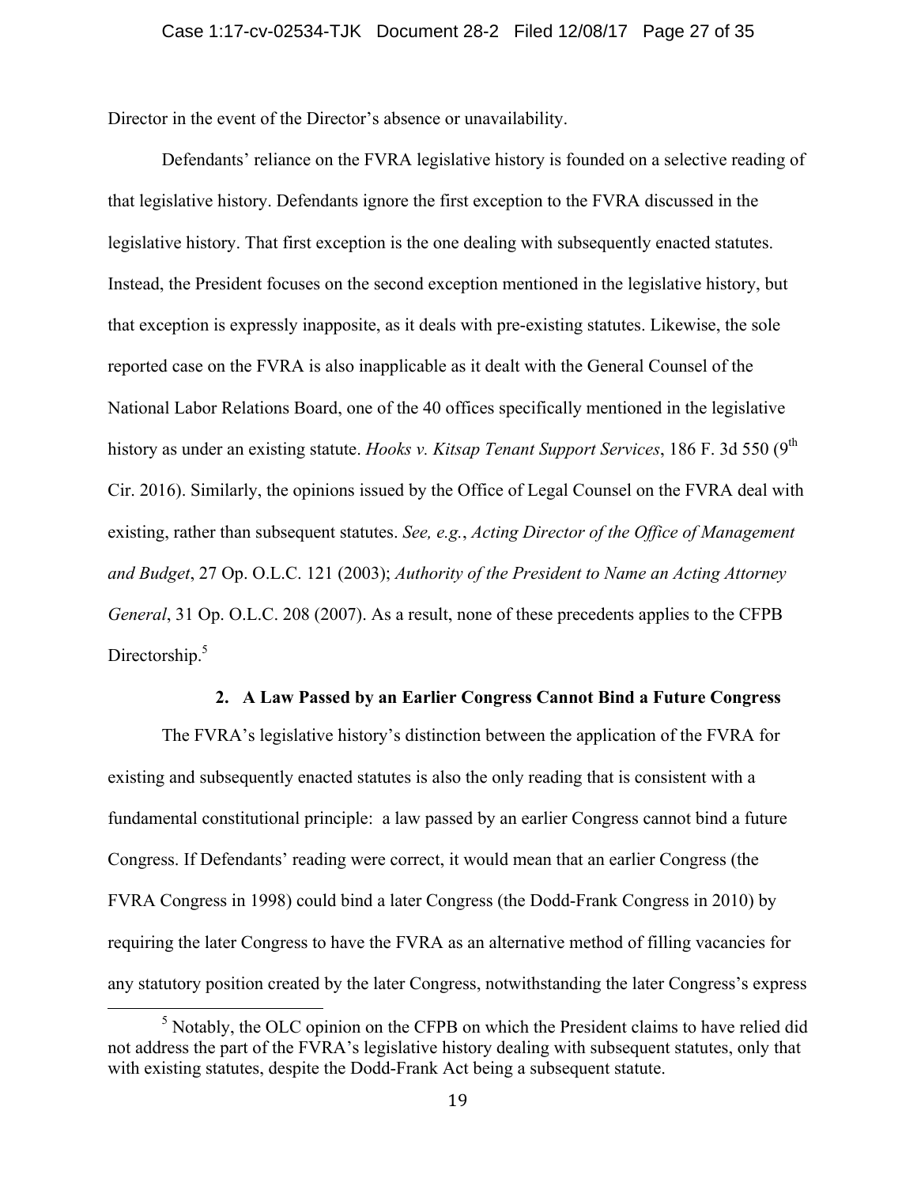Director in the event of the Director's absence or unavailability.

Defendants' reliance on the FVRA legislative history is founded on a selective reading of that legislative history. Defendants ignore the first exception to the FVRA discussed in the legislative history. That first exception is the one dealing with subsequently enacted statutes. Instead, the President focuses on the second exception mentioned in the legislative history, but that exception is expressly inapposite, as it deals with pre-existing statutes. Likewise, the sole reported case on the FVRA is also inapplicable as it dealt with the General Counsel of the National Labor Relations Board, one of the 40 offices specifically mentioned in the legislative history as under an existing statute. *Hooks v. Kitsap Tenant Support Services*, 186 F. 3d 550 (9th Cir. 2016). Similarly, the opinions issued by the Office of Legal Counsel on the FVRA deal with existing, rather than subsequent statutes. *See, e.g.*, *Acting Director of the Office of Management and Budget*, 27 Op. O.L.C. 121 (2003); *Authority of the President to Name an Acting Attorney General*, 31 Op. O.L.C. 208 (2007). As a result, none of these precedents applies to the CFPB Directorship.[5]

### 2. A Law Passed by an Earlier Congress Cannot Bind a Future Congress

The FVRA's legislative history's distinction between the application of the FVRA for existing and subsequently enacted statutes is also the only reading that is consistent with a fundamental constitutional principle: a law passed by an earlier Congress cannot bind a future Congress. If Defendants' reading were correct, it would mean that an earlier Congress (the FVRA Congress in 1998) could bind a later Congress (the Dodd-Frank Congress in 2010) by requiring the later Congress to have the FVRA as an alternative method of filling vacancies for any statutory position created by the later Congress, notwithstanding the later Congress's express

[5] Notably, the OLC opinion on the CFPB on which the President claims to have relied did not address the part of the FVRA's legislative history dealing with subsequent statutes, only that with existing statutes, despite the Dodd-Frank Act being a subsequent statute.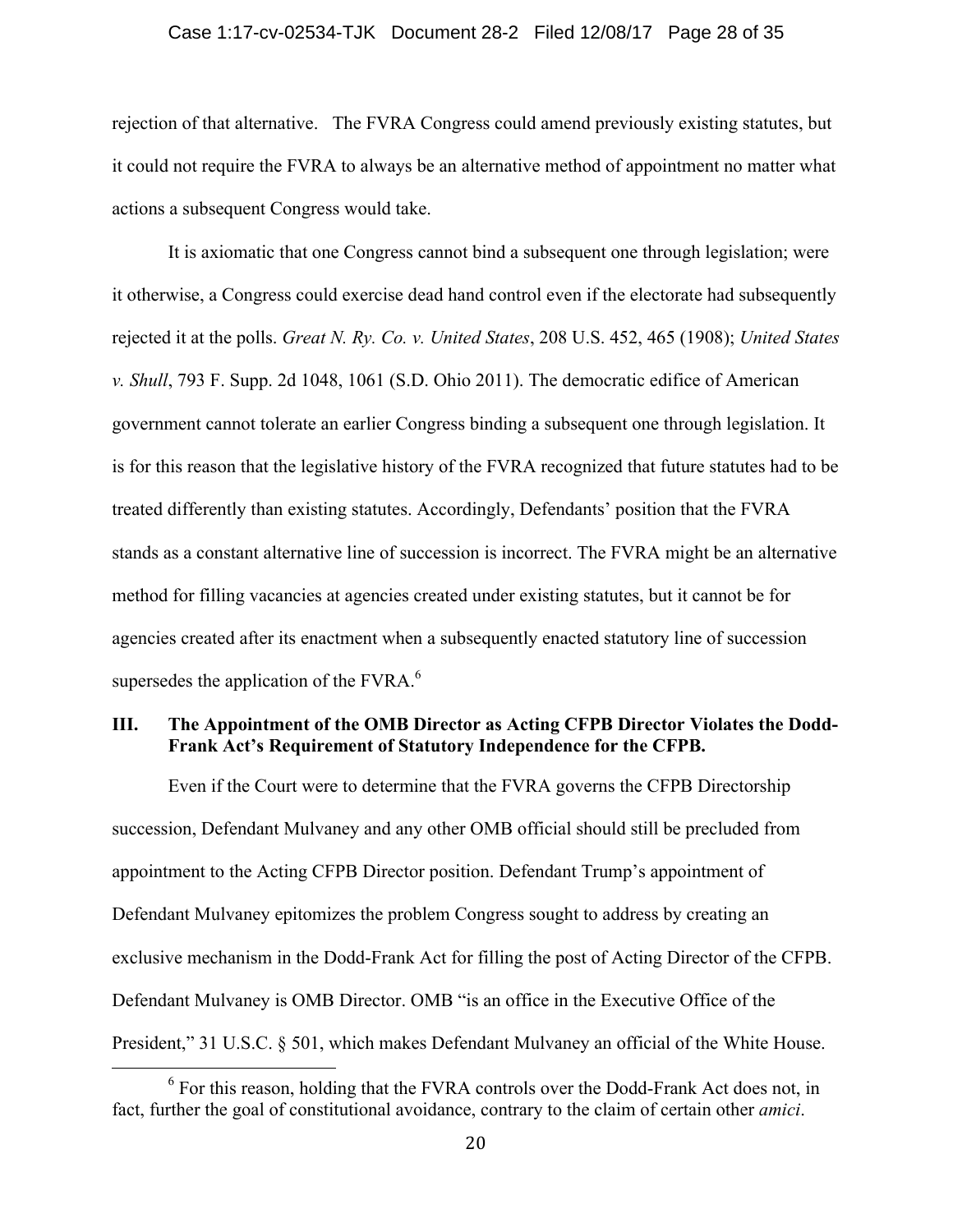rejection of that alternative. The FVRA Congress could amend previously existing statutes, but it could not require the FVRA to always be an alternative method of appointment no matter what actions a subsequent Congress would take.

It is axiomatic that one Congress cannot bind a subsequent one through legislation; were it otherwise, a Congress could exercise dead hand control even if the electorate had subsequently rejected it at the polls. *Great N. Ry. Co. v. United States*, 208 U.S. 452, 465 (1908); *United States v. Shull*, 793 F. Supp. 2d 1048, 1061 (S.D. Ohio 2011). The democratic edifice of American government cannot tolerate an earlier Congress binding a subsequent one through legislation. It is for this reason that the legislative history of the FVRA recognized that future statutes had to be treated differently than existing statutes. Accordingly, Defendants' position that the FVRA stands as a constant alternative line of succession is incorrect. The FVRA might be an alternative method for filling vacancies at agencies created under existing statutes, but it cannot be for agencies created after its enactment when a subsequently enacted statutory line of succession supersedes the application of the FVRA.[6]

## III. The Appointment of the OMB Director as Acting CFPB Director Violates the Dodd-Frank Act's Requirement of Statutory Independence for the CFPB.

Even if the Court were to determine that the FVRA governs the CFPB Directorship succession, Defendant Mulvaney and any other OMB official should still be precluded from appointment to the Acting CFPB Director position. Defendant Trump's appointment of Defendant Mulvaney epitomizes the problem Congress sought to address by creating an exclusive mechanism in the Dodd-Frank Act for filling the post of Acting Director of the CFPB. Defendant Mulvaney is OMB Director. OMB "is an office in the Executive Office of the President," 31 U.S.C. § 501, which makes Defendant Mulvaney an official of the White House.

[6] For this reason, holding that the FVRA controls over the Dodd-Frank Act does not, in fact, further the goal of constitutional avoidance, contrary to the claim of certain other *amici*.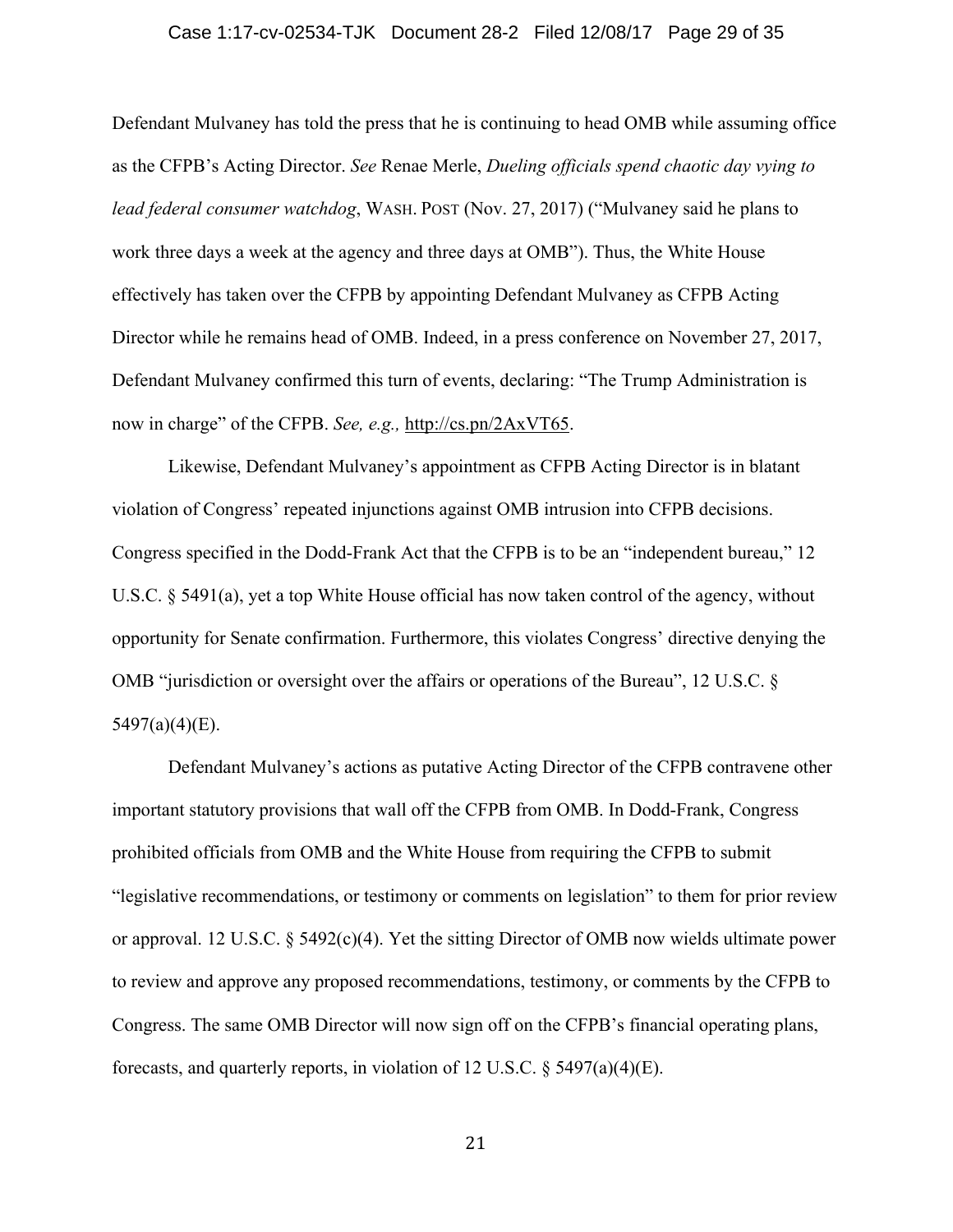Defendant Mulvaney has told the press that he is continuing to head OMB while assuming office as the CFPB's Acting Director. *See* Renae Merle, *Dueling officials spend chaotic day vying to lead federal consumer watchdog*, WASH. POST (Nov. 27, 2017) ("Mulvaney said he plans to work three days a week at the agency and three days at OMB"). Thus, the White House effectively has taken over the CFPB by appointing Defendant Mulvaney as CFPB Acting Director while he remains head of OMB. Indeed, in a press conference on November 27, 2017, Defendant Mulvaney confirmed this turn of events, declaring: "The Trump Administration is now in charge" of the CFPB. *See, e.g.,* http://cs.pn/2AxVT65.

Likewise, Defendant Mulvaney's appointment as CFPB Acting Director is in blatant violation of Congress' repeated injunctions against OMB intrusion into CFPB decisions. Congress specified in the Dodd-Frank Act that the CFPB is to be an "independent bureau," 12 U.S.C. § 5491(a), yet a top White House official has now taken control of the agency, without opportunity for Senate confirmation. Furthermore, this violates Congress' directive denying the OMB "jurisdiction or oversight over the affairs or operations of the Bureau", 12 U.S.C. § 5497(a)(4)(E).

Defendant Mulvaney's actions as putative Acting Director of the CFPB contravene other important statutory provisions that wall off the CFPB from OMB. In Dodd-Frank, Congress prohibited officials from OMB and the White House from requiring the CFPB to submit "legislative recommendations, or testimony or comments on legislation" to them for prior review or approval. 12 U.S.C. § 5492(c)(4). Yet the sitting Director of OMB now wields ultimate power to review and approve any proposed recommendations, testimony, or comments by the CFPB to Congress. The same OMB Director will now sign off on the CFPB's financial operating plans, forecasts, and quarterly reports, in violation of 12 U.S.C. § 5497(a)(4)(E).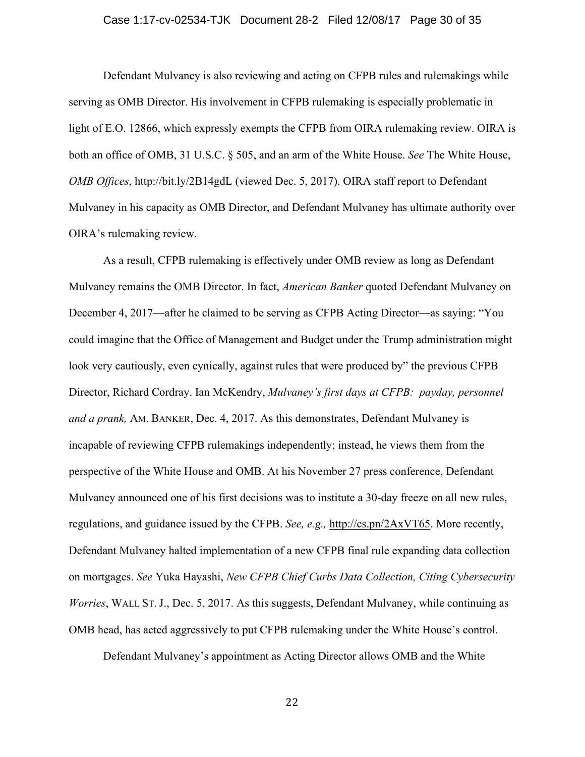Defendant Mulvaney is also reviewing and acting on CFPB rules and rulemakings while serving as OMB Director. His involvement in CFPB rulemaking is especially problematic in light of E.O. 12866, which expressly exempts the CFPB from OIRA rulemaking review. OIRA is both an office of OMB, 31 U.S.C. § 505, and an arm of the White House. *See* The White House, *OMB Offices*, http://bit.ly/2B14gdL (viewed Dec. 5, 2017). OIRA staff report to Defendant Mulvaney in his capacity as OMB Director, and Defendant Mulvaney has ultimate authority over OIRA's rulemaking review.

As a result, CFPB rulemaking is effectively under OMB review as long as Defendant Mulvaney remains the OMB Director. In fact, *American Banker* quoted Defendant Mulvaney on December 4, 2017—after he claimed to be serving as CFPB Acting Director—as saying: "You could imagine that the Office of Management and Budget under the Trump administration might look very cautiously, even cynically, against rules that were produced by" the previous CFPB Director, Richard Cordray. Ian McKendry, *Mulvaney's first days at CFPB: payday, personnel and a prank,* AM. BANKER, Dec. 4, 2017. As this demonstrates, Defendant Mulvaney is incapable of reviewing CFPB rulemakings independently; instead, he views them from the perspective of the White House and OMB. At his November 27 press conference, Defendant Mulvaney announced one of his first decisions was to institute a 30-day freeze on all new rules, regulations, and guidance issued by the CFPB. *See, e.g.,* http://cs.pn/2AxVT65. More recently, Defendant Mulvaney halted implementation of a new CFPB final rule expanding data collection on mortgages. *See* Yuka Hayashi, *New CFPB Chief Curbs Data Collection, Citing Cybersecurity Worries*, WALL ST. J., Dec. 5, 2017. As this suggests, Defendant Mulvaney, while continuing as OMB head, has acted aggressively to put CFPB rulemaking under the White House's control.

Defendant Mulvaney's appointment as Acting Director allows OMB and the White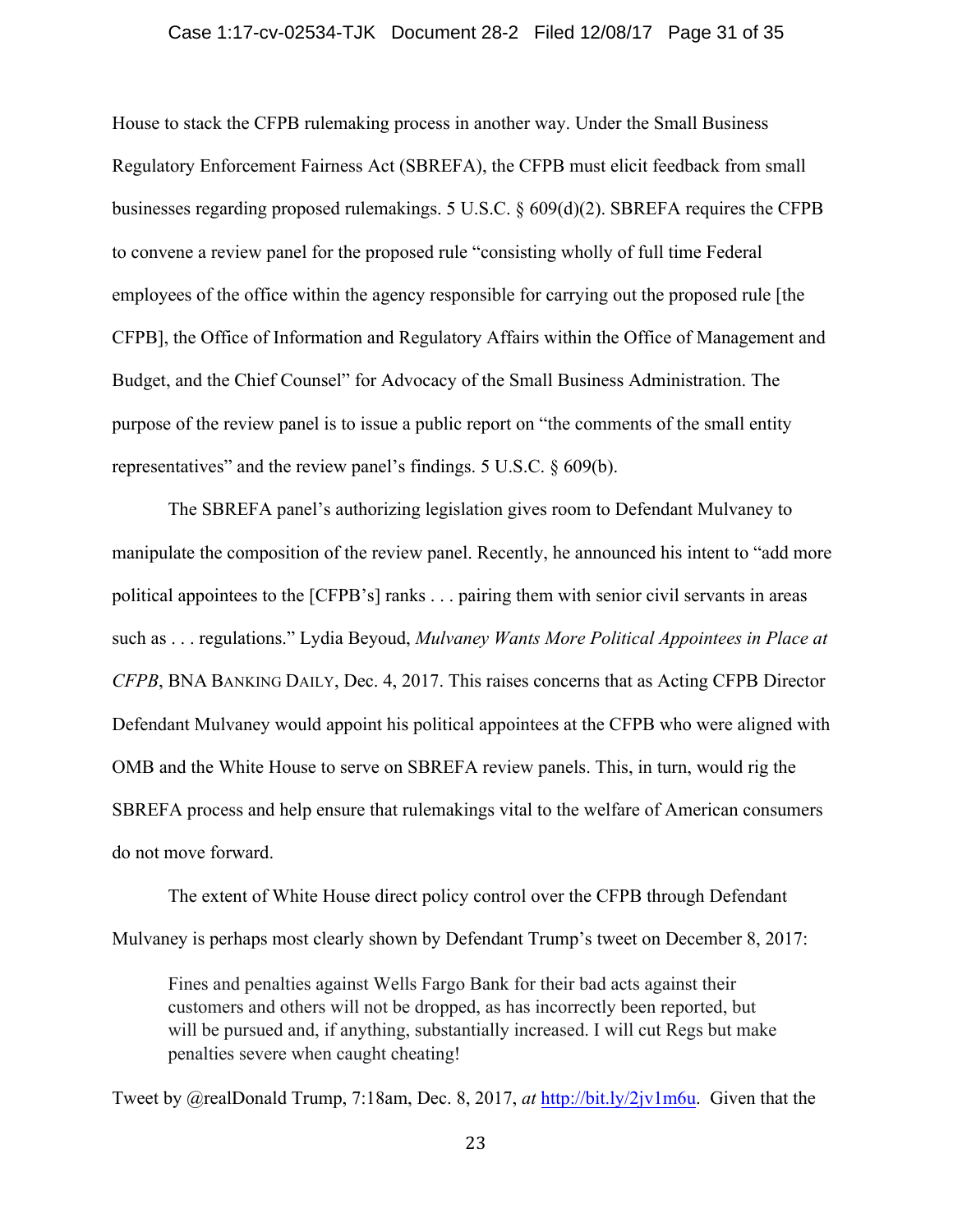House to stack the CFPB rulemaking process in another way. Under the Small Business Regulatory Enforcement Fairness Act (SBREFA), the CFPB must elicit feedback from small businesses regarding proposed rulemakings. 5 U.S.C. § 609(d)(2). SBREFA requires the CFPB to convene a review panel for the proposed rule "consisting wholly of full time Federal employees of the office within the agency responsible for carrying out the proposed rule [the CFPB], the Office of Information and Regulatory Affairs within the Office of Management and Budget, and the Chief Counsel" for Advocacy of the Small Business Administration. The purpose of the review panel is to issue a public report on "the comments of the small entity representatives" and the review panel's findings. 5 U.S.C. § 609(b).

The SBREFA panel's authorizing legislation gives room to Defendant Mulvaney to manipulate the composition of the review panel. Recently, he announced his intent to "add more political appointees to the [CFPB's] ranks . . . pairing them with senior civil servants in areas such as . . . regulations." Lydia Beyoud, *Mulvaney Wants More Political Appointees in Place at CFPB*, BNA BANKING DAILY, Dec. 4, 2017. This raises concerns that as Acting CFPB Director Defendant Mulvaney would appoint his political appointees at the CFPB who were aligned with OMB and the White House to serve on SBREFA review panels. This, in turn, would rig the SBREFA process and help ensure that rulemakings vital to the welfare of American consumers do not move forward.

The extent of White House direct policy control over the CFPB through Defendant Mulvaney is perhaps most clearly shown by Defendant Trump's tweet on December 8, 2017:

> Fines and penalties against Wells Fargo Bank for their bad acts against their customers and others will not be dropped, as has incorrectly been reported, but will be pursued and, if anything, substantially increased. I will cut Regs but make penalties severe when caught cheating!

Tweet by @realDonald Trump, 7:18am, Dec. 8, 2017, *at* http://bit.ly/2jv1m6u. Given that the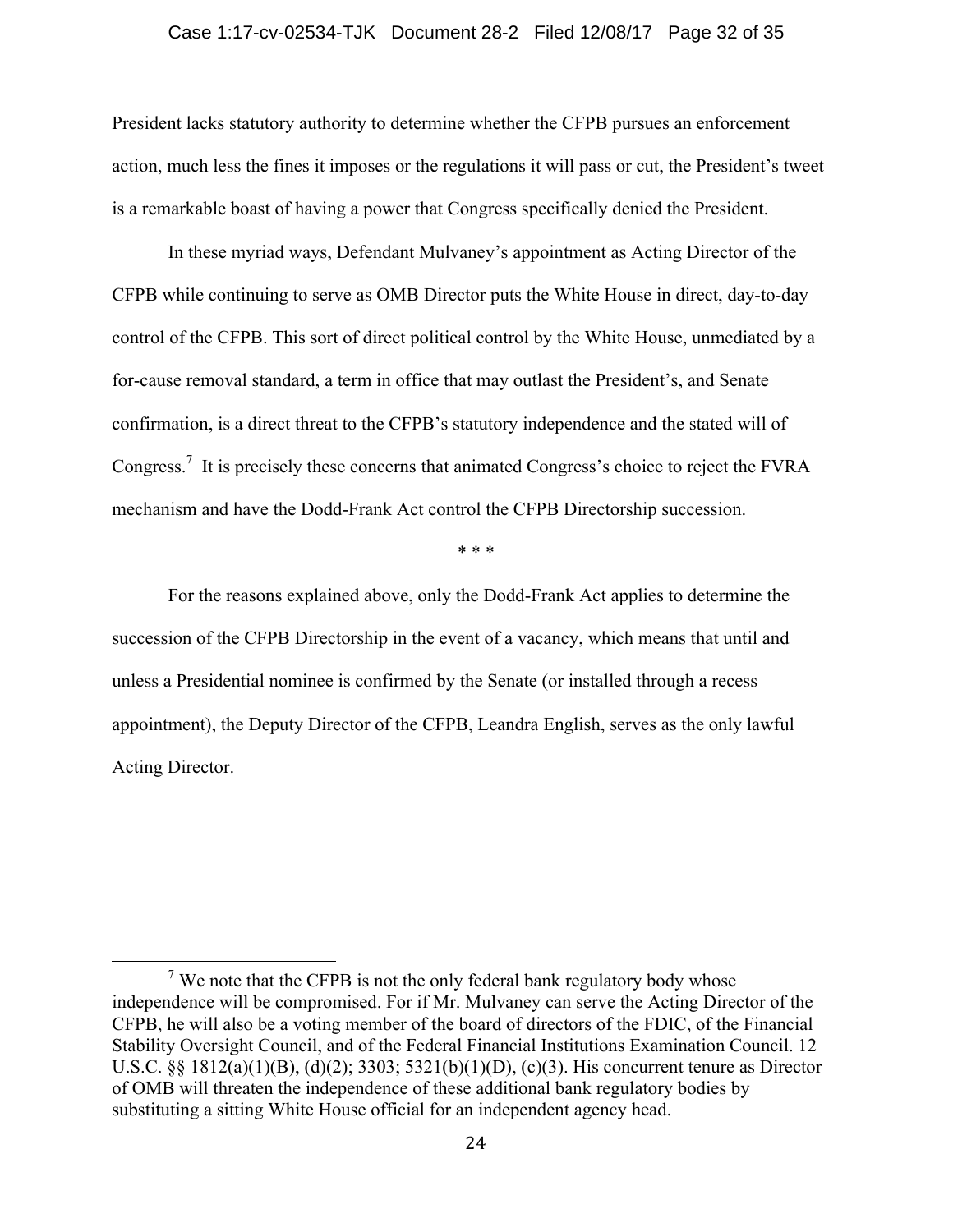President lacks statutory authority to determine whether the CFPB pursues an enforcement action, much less the fines it imposes or the regulations it will pass or cut, the President's tweet is a remarkable boast of having a power that Congress specifically denied the President.

In these myriad ways, Defendant Mulvaney's appointment as Acting Director of the CFPB while continuing to serve as OMB Director puts the White House in direct, day-to-day control of the CFPB. This sort of direct political control by the White House, unmediated by a for-cause removal standard, a term in office that may outlast the President's, and Senate confirmation, is a direct threat to the CFPB's statutory independence and the stated will of Congress.[7] It is precisely these concerns that animated Congress's choice to reject the FVRA mechanism and have the Dodd-Frank Act control the CFPB Directorship succession.

\* \* \*

For the reasons explained above, only the Dodd-Frank Act applies to determine the succession of the CFPB Directorship in the event of a vacancy, which means that until and unless a Presidential nominee is confirmed by the Senate (or installed through a recess appointment), the Deputy Director of the CFPB, Leandra English, serves as the only lawful Acting Director.

---

[7] We note that the CFPB is not the only federal bank regulatory body whose independence will be compromised. For if Mr. Mulvaney can serve the Acting Director of the CFPB, he will also be a voting member of the board of directors of the FDIC, of the Financial Stability Oversight Council, and of the Federal Financial Institutions Examination Council. 12 U.S.C. §§ 1812(a)(1)(B), (d)(2); 3303; 5321(b)(1)(D), (c)(3). His concurrent tenure as Director of OMB will threaten the independence of these additional bank regulatory bodies by substituting a sitting White House official for an independent agency head.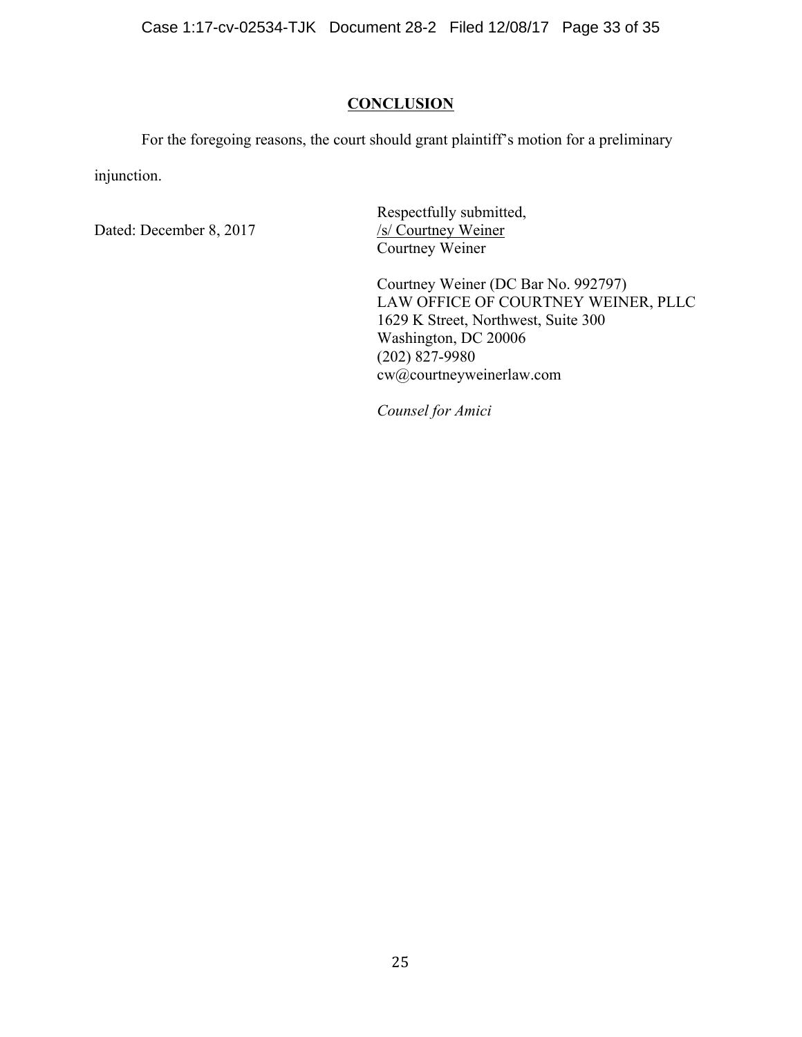## CONCLUSION

For the foregoing reasons, the court should grant plaintiff's motion for a preliminary injunction.

Dated: December 8, 2017

Respectfully submitted,
/s/ Courtney Weiner
Courtney Weiner

Courtney Weiner (DC Bar No. 992797)
LAW OFFICE OF COURTNEY WEINER, PLLC
1629 K Street, Northwest, Suite 300
Washington, DC 20006
(202) 827-9980
cw@courtneyweinerlaw.com

*Counsel for Amici*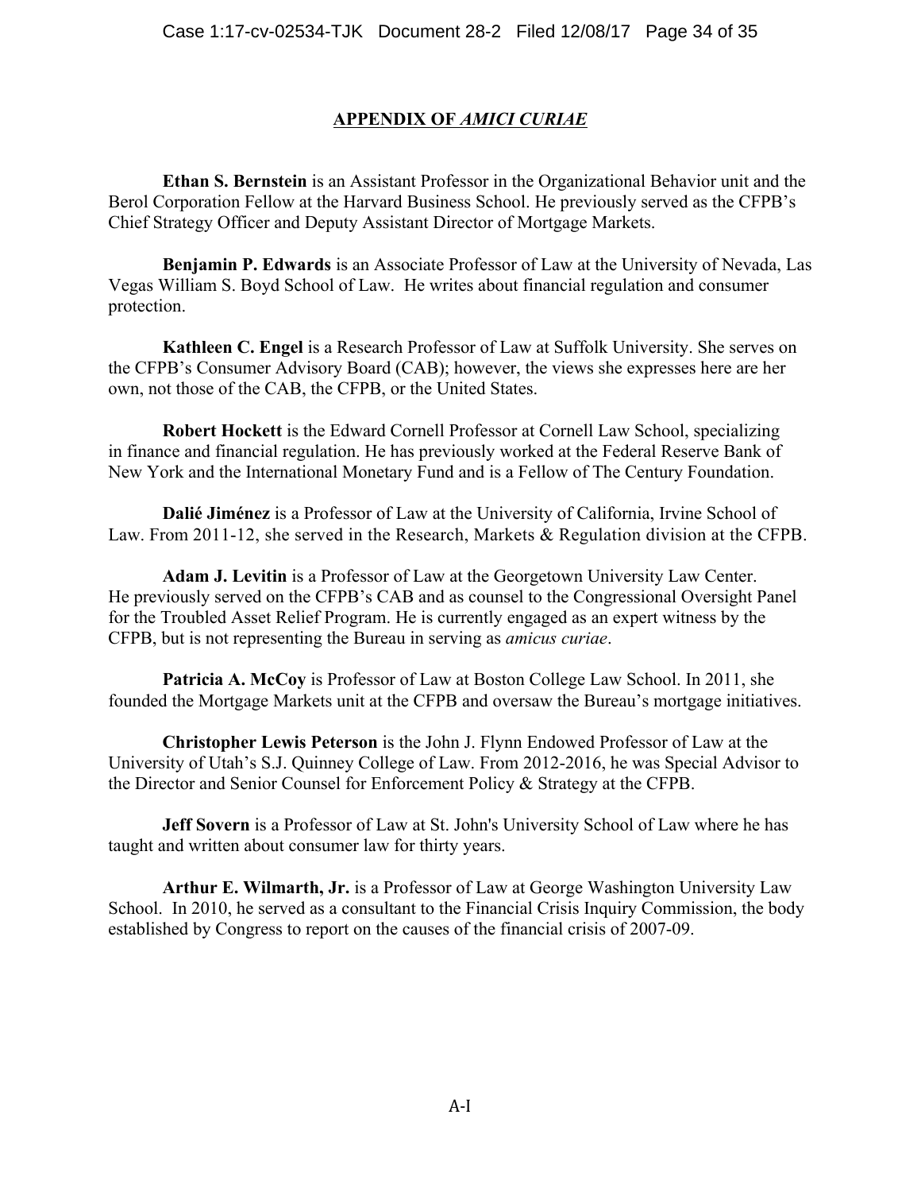## APPENDIX OF *AMICI CURIAE*

**Ethan S. Bernstein** is an Assistant Professor in the Organizational Behavior unit and the Berol Corporation Fellow at the Harvard Business School. He previously served as the CFPB's Chief Strategy Officer and Deputy Assistant Director of Mortgage Markets.

**Benjamin P. Edwards** is an Associate Professor of Law at the University of Nevada, Las Vegas William S. Boyd School of Law. He writes about financial regulation and consumer protection.

**Kathleen C. Engel** is a Research Professor of Law at Suffolk University. She serves on the CFPB's Consumer Advisory Board (CAB); however, the views she expresses here are her own, not those of the CAB, the CFPB, or the United States.

**Robert Hockett** is the Edward Cornell Professor at Cornell Law School, specializing in finance and financial regulation. He has previously worked at the Federal Reserve Bank of New York and the International Monetary Fund and is a Fellow of The Century Foundation.

**Dalié Jiménez** is a Professor of Law at the University of California, Irvine School of Law. From 2011-12, she served in the Research, Markets & Regulation division at the CFPB.

**Adam J. Levitin** is a Professor of Law at the Georgetown University Law Center. He previously served on the CFPB's CAB and as counsel to the Congressional Oversight Panel for the Troubled Asset Relief Program. He is currently engaged as an expert witness by the CFPB, but is not representing the Bureau in serving as *amicus curiae*.

**Patricia A. McCoy** is Professor of Law at Boston College Law School. In 2011, she founded the Mortgage Markets unit at the CFPB and oversaw the Bureau's mortgage initiatives.

**Christopher Lewis Peterson** is the John J. Flynn Endowed Professor of Law at the University of Utah's S.J. Quinney College of Law. From 2012-2016, he was Special Advisor to the Director and Senior Counsel for Enforcement Policy & Strategy at the CFPB.

**Jeff Sovern** is a Professor of Law at St. John's University School of Law where he has taught and written about consumer law for thirty years.

**Arthur E. Wilmarth, Jr.** is a Professor of Law at George Washington University Law School. In 2010, he served as a consultant to the Financial Crisis Inquiry Commission, the body established by Congress to report on the causes of the financial crisis of 2007-09.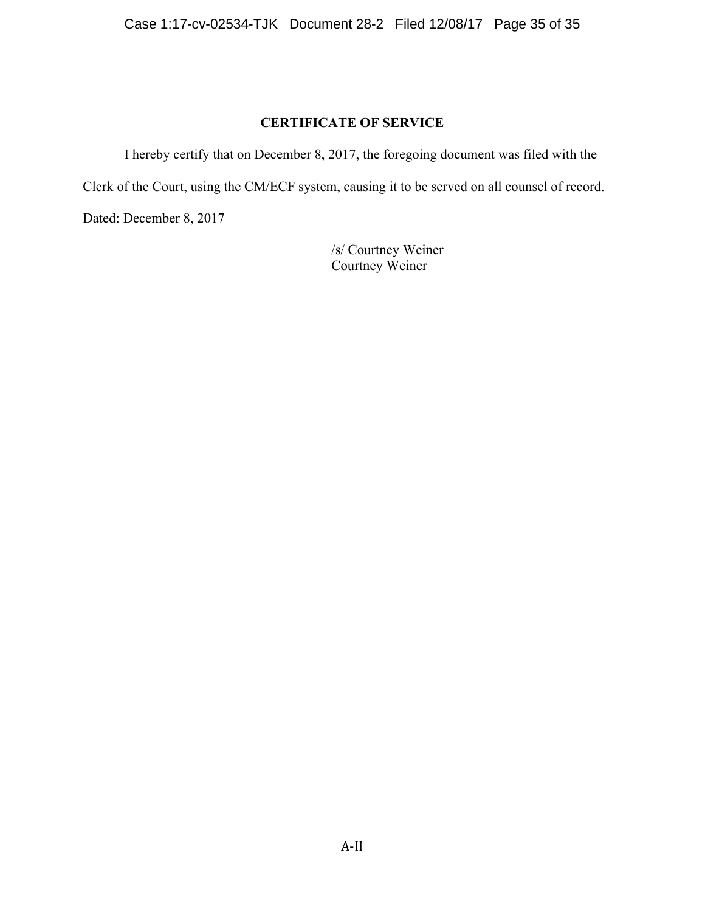## CERTIFICATE OF SERVICE

I hereby certify that on December 8, 2017, the foregoing document was filed with the Clerk of the Court, using the CM/ECF system, causing it to be served on all counsel of record.

Dated: December 8, 2017

/s/ Courtney Weiner
Courtney Weiner

A-II